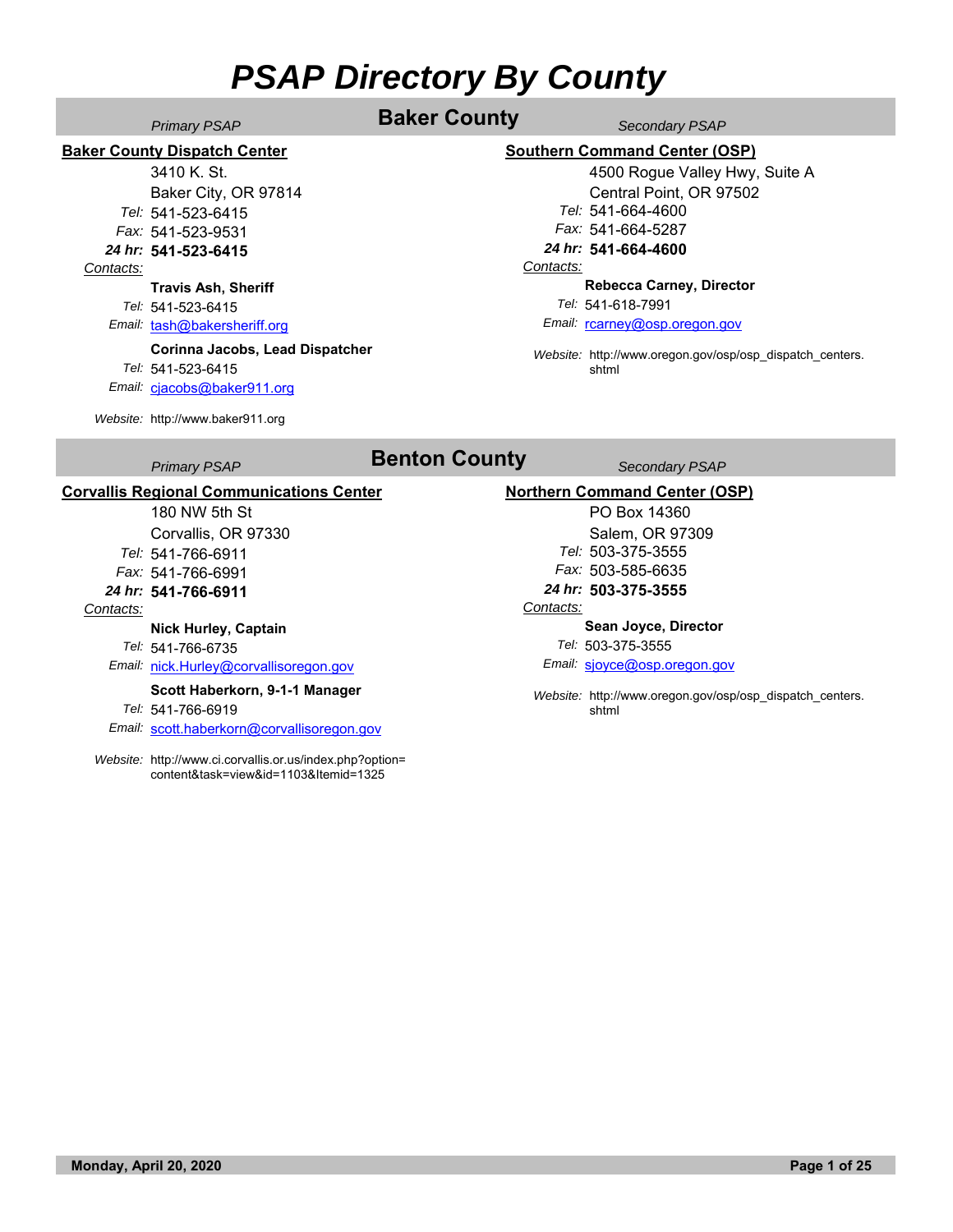# PSAP Directory By County

## Baker County

### Primary PSAP

**Baker County Dispatch Center**

3410 K. St.
Baker City, OR 97814

*Tel:* 541-523-6415
*Fax:* 541-523-9531
***24 hr:*** **541-523-6415**

*Contacts:*

**Travis Ash, Sheriff**
*Tel:* 541-523-6415
*Email:* tash@bakersheriff.org

**Corinna Jacobs, Lead Dispatcher**
*Tel:* 541-523-6415
*Email:* cjacobs@baker911.org

*Website:* http://www.baker911.org

### Secondary PSAP

**Southern Command Center (OSP)**

4500 Rogue Valley Hwy, Suite A
Central Point, OR 97502

*Tel:* 541-664-4600
*Fax:* 541-664-5287
***24 hr:*** **541-664-4600**

*Contacts:*

**Rebecca Carney, Director**
*Tel:* 541-618-7991
*Email:* rcarney@osp.oregon.gov

*Website:* http://www.oregon.gov/osp/osp_dispatch_centers.shtml

## Benton County

### Primary PSAP

**Corvallis Regional Communications Center**

180 NW 5th St
Corvallis, OR 97330

*Tel:* 541-766-6911
*Fax:* 541-766-6991
***24 hr:*** **541-766-6911**

*Contacts:*

**Nick Hurley, Captain**
*Tel:* 541-766-6735
*Email:* nick.Hurley@corvallisoregon.gov

**Scott Haberkorn, 9-1-1 Manager**
*Tel:* 541-766-6919
*Email:* scott.haberkorn@corvallisoregon.gov

*Website:* http://www.ci.corvallis.or.us/index.php?option=content&task=view&id=1103&Itemid=1325

### Secondary PSAP

**Northern Command Center (OSP)**

PO Box 14360
Salem, OR 97309

*Tel:* 503-375-3555
*Fax:* 503-585-6635
***24 hr:*** **503-375-3555**

*Contacts:*

**Sean Joyce, Director**
*Tel:* 503-375-3555
*Email:* sjoyce@osp.oregon.gov

*Website:* http://www.oregon.gov/osp/osp_dispatch_centers.shtml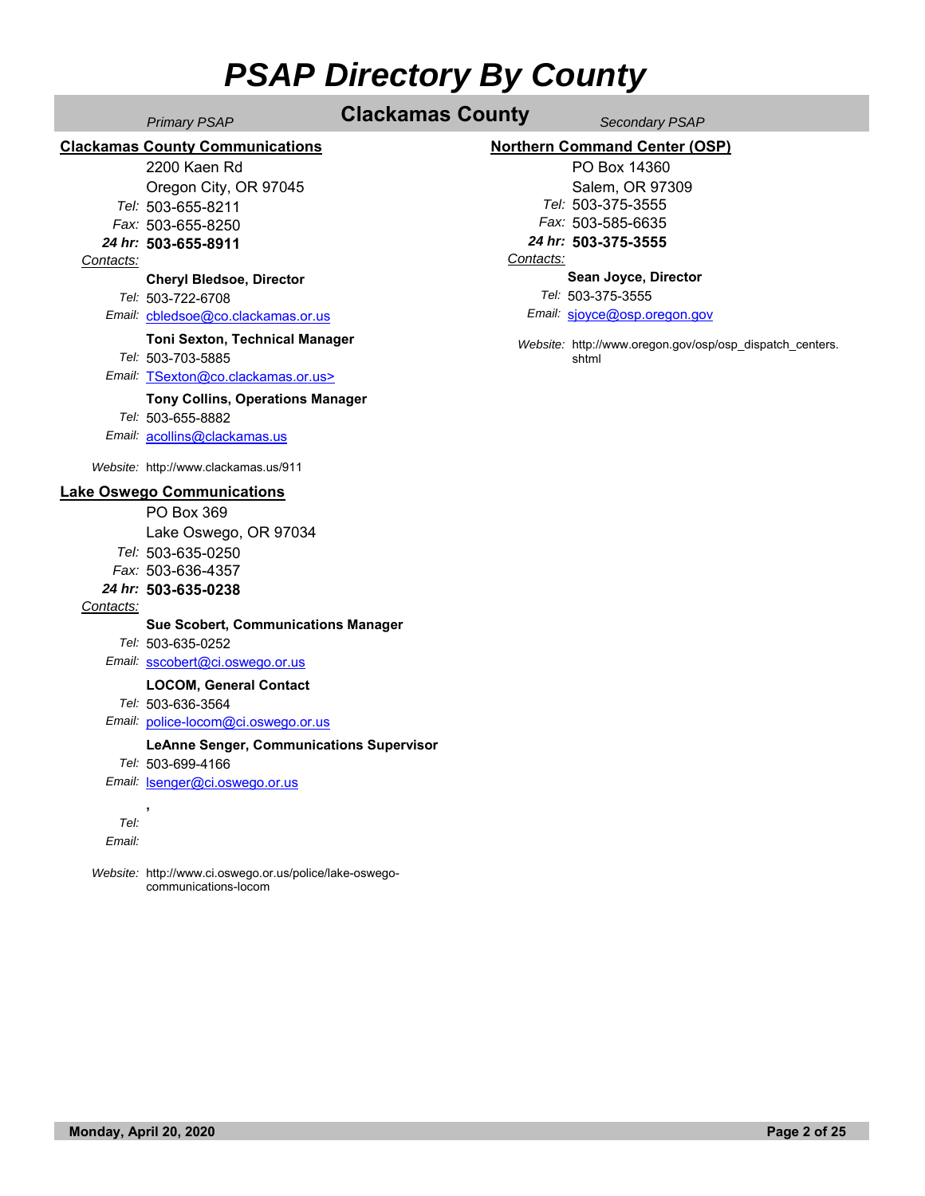# PSAP Directory By County

## Clackamas County

*Primary PSAP*

### Clackamas County Communications

2200 Kaen Rd
Oregon City, OR 97045
*Tel:* 503-655-8211
*Fax:* 503-655-8250
***24 hr:*** **503-655-8911**

*Contacts:*

**Cheryl Bledsoe, Director**
*Tel:* 503-722-6708
*Email:* cbledsoe@co.clackamas.or.us

**Toni Sexton, Technical Manager**
*Tel:* 503-703-5885
*Email:* TSexton@co.clackamas.or.us>

**Tony Collins, Operations Manager**
*Tel:* 503-655-8882
*Email:* acollins@clackamas.us

*Website:* http://www.clackamas.us/911

### Lake Oswego Communications

PO Box 369
Lake Oswego, OR 97034
*Tel:* 503-635-0250
*Fax:* 503-636-4357
***24 hr:*** **503-635-0238**

*Contacts:*

**Sue Scobert, Communications Manager**
*Tel:* 503-635-0252
*Email:* sscobert@ci.oswego.or.us

**LOCOM, General Contact**
*Tel:* 503-636-3564
*Email:* police-locom@ci.oswego.or.us

**LeAnne Senger, Communications Supervisor**
*Tel:* 503-699-4166
*Email:* lsenger@ci.oswego.or.us

,
*Tel:*
*Email:*

*Website:* http://www.ci.oswego.or.us/police/lake-oswego-communications-locom

*Secondary PSAP*

### Northern Command Center (OSP)

PO Box 14360
Salem, OR 97309
*Tel:* 503-375-3555
*Fax:* 503-585-6635
***24 hr:*** **503-375-3555**

*Contacts:*

**Sean Joyce, Director**
*Tel:* 503-375-3555
*Email:* sjoyce@osp.oregon.gov

*Website:* http://www.oregon.gov/osp/osp_dispatch_centers.shtml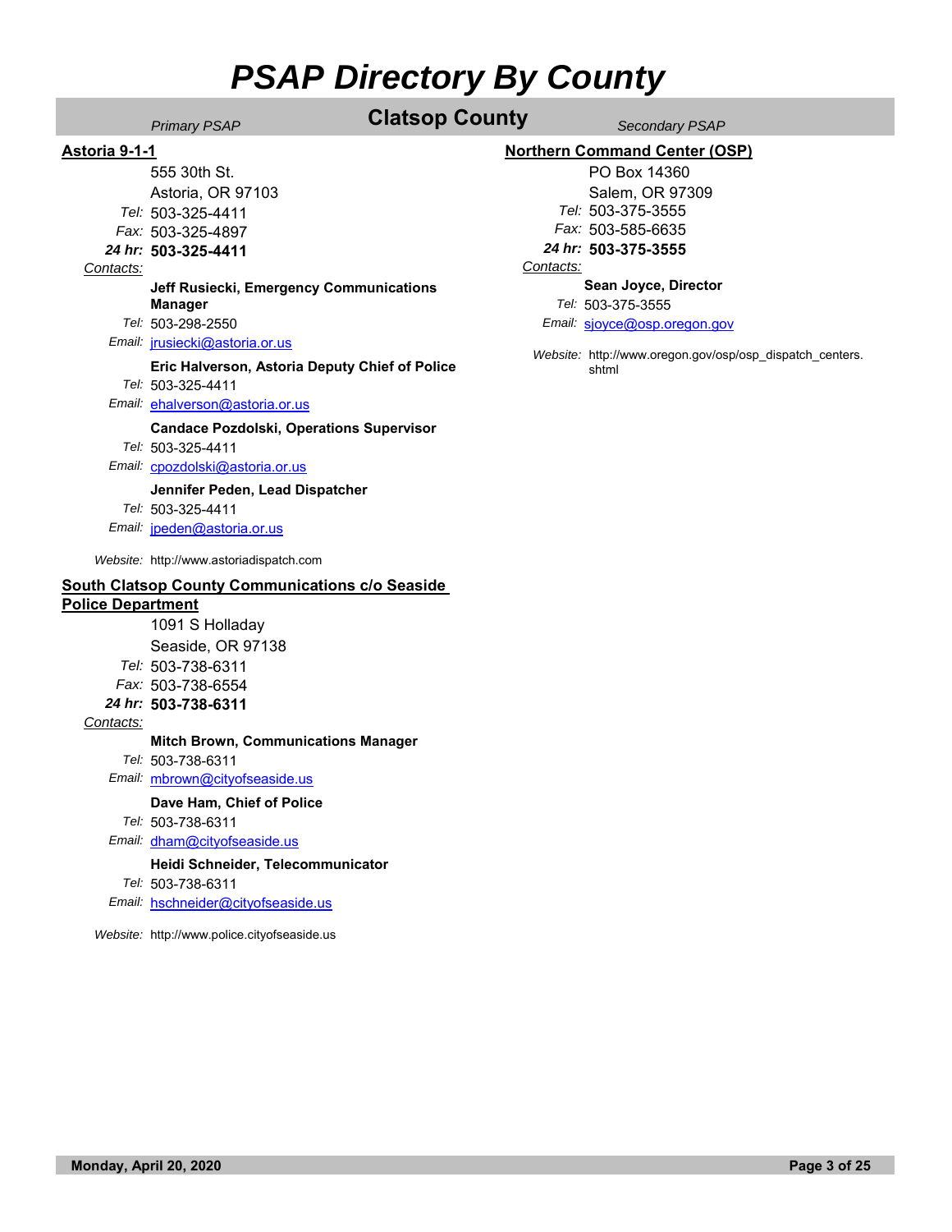# PSAP Directory By County

## Clatsop County

### Primary PSAP

**Astoria 9-1-1**

555 30th St.
Astoria, OR 97103

*Tel:* 503-325-4411
*Fax:* 503-325-4897
***24 hr:*** **503-325-4411**

*Contacts:*

**Jeff Rusiecki, Emergency Communications Manager**
*Tel:* 503-298-2550
*Email:* jrusiecki@astoria.or.us

**Eric Halverson, Astoria Deputy Chief of Police**
*Tel:* 503-325-4411
*Email:* ehalverson@astoria.or.us

**Candace Pozdolski, Operations Supervisor**
*Tel:* 503-325-4411
*Email:* cpozdolski@astoria.or.us

**Jennifer Peden, Lead Dispatcher**
*Tel:* 503-325-4411
*Email:* jpeden@astoria.or.us

*Website:* http://www.astoriadispatch.com

**South Clatsop County Communications c/o Seaside Police Department**

1091 S Holladay
Seaside, OR 97138

*Tel:* 503-738-6311
*Fax:* 503-738-6554
***24 hr:*** **503-738-6311**

*Contacts:*

**Mitch Brown, Communications Manager**
*Tel:* 503-738-6311
*Email:* mbrown@cityofseaside.us

**Dave Ham, Chief of Police**
*Tel:* 503-738-6311
*Email:* dham@cityofseaside.us

**Heidi Schneider, Telecommunicator**
*Tel:* 503-738-6311
*Email:* hschneider@cityofseaside.us

*Website:* http://www.police.cityofseaside.us

### Secondary PSAP

**Northern Command Center (OSP)**

PO Box 14360
Salem, OR 97309

*Tel:* 503-375-3555
*Fax:* 503-585-6635
***24 hr:*** **503-375-3555**

*Contacts:*

**Sean Joyce, Director**
*Tel:* 503-375-3555
*Email:* sjoyce@osp.oregon.gov

*Website:* http://www.oregon.gov/osp/osp_dispatch_centers.shtml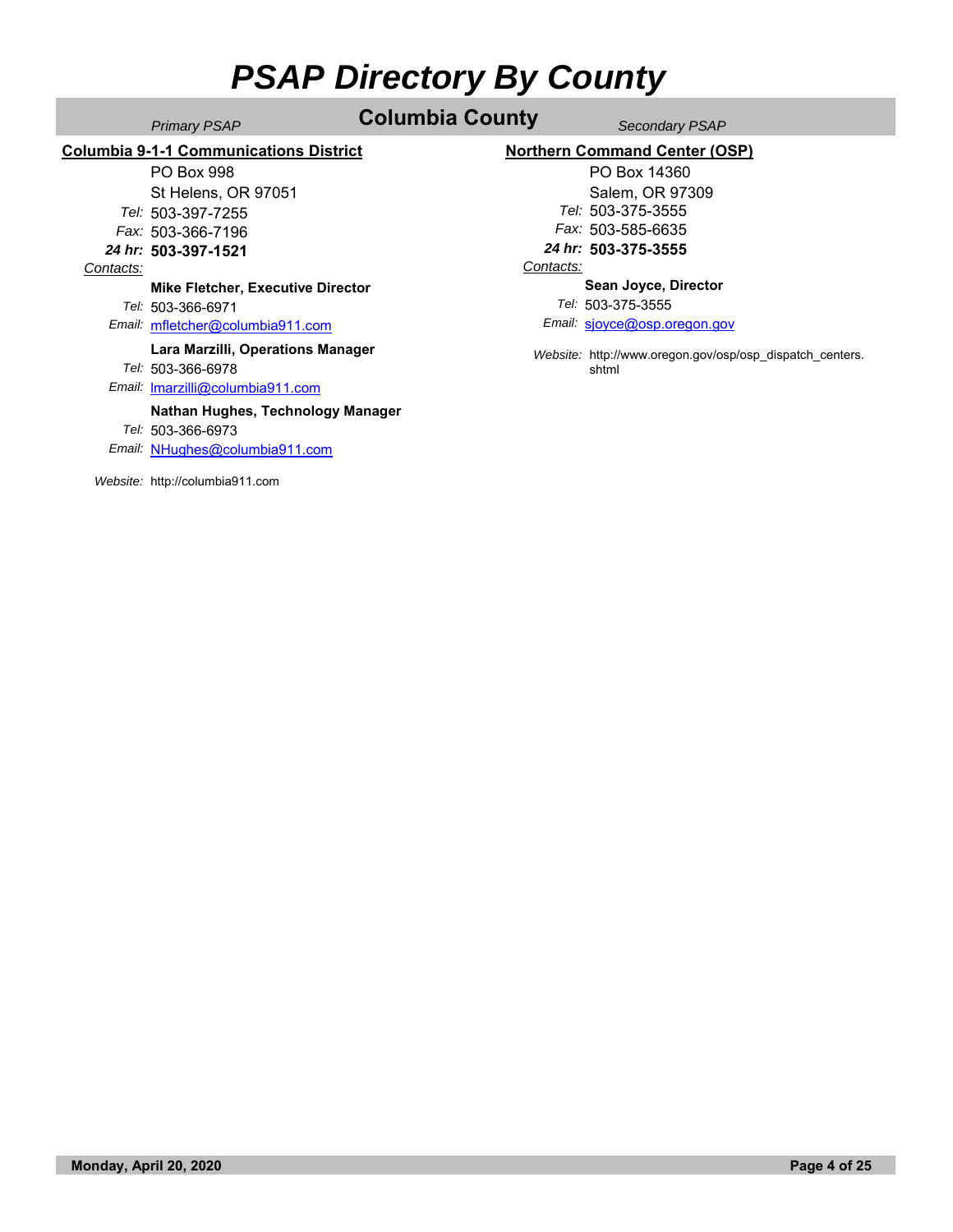# PSAP Directory By County

## Columbia County

*Primary PSAP*

### Columbia 9-1-1 Communications District

PO Box 998
St Helens, OR 97051

*Tel:* 503-397-7255
*Fax:* 503-366-7196
***24 hr:*** **503-397-1521**

*Contacts:*

**Mike Fletcher, Executive Director**
*Tel:* 503-366-6971
*Email:* mfletcher@columbia911.com

**Lara Marzilli, Operations Manager**
*Tel:* 503-366-6978
*Email:* lmarzilli@columbia911.com

**Nathan Hughes, Technology Manager**
*Tel:* 503-366-6973
*Email:* NHughes@columbia911.com

*Website:* http://columbia911.com

*Secondary PSAP*

### Northern Command Center (OSP)

PO Box 14360
Salem, OR 97309

*Tel:* 503-375-3555
*Fax:* 503-585-6635
***24 hr:*** **503-375-3555**

*Contacts:*

**Sean Joyce, Director**
*Tel:* 503-375-3555
*Email:* sjoyce@osp.oregon.gov

*Website:* http://www.oregon.gov/osp/osp_dispatch_centers.shtml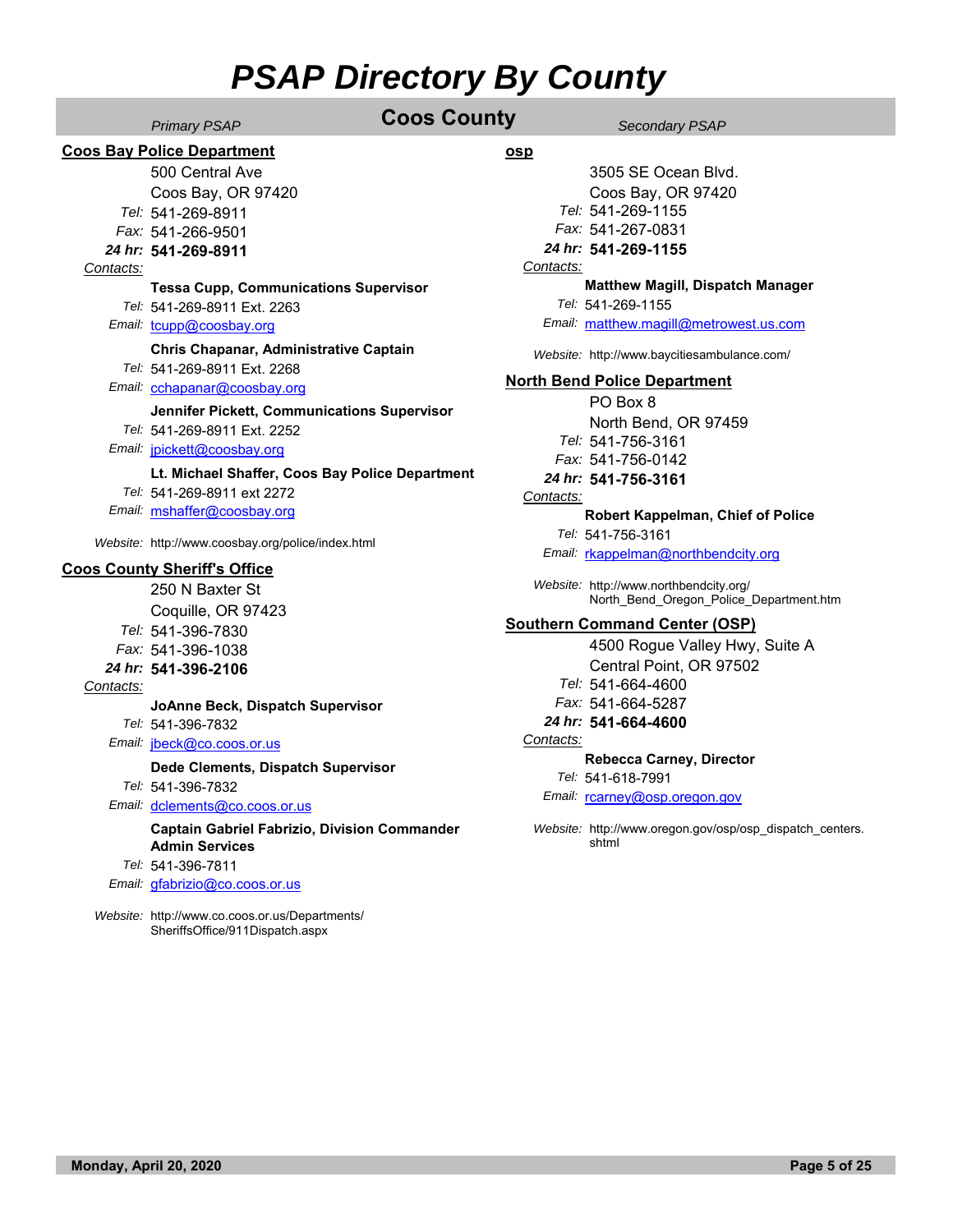# PSAP Directory By County

## Coos County

*Primary PSAP*

### Coos Bay Police Department

500 Central Ave
Coos Bay, OR 97420

*Tel:* 541-269-8911
*Fax:* 541-266-9501
***24 hr:*** **541-269-8911**

*Contacts:*

**Tessa Cupp, Communications Supervisor**
*Tel:* 541-269-8911 Ext. 2263
*Email:* tcupp@coosbay.org

**Chris Chapanar, Administrative Captain**
*Tel:* 541-269-8911 Ext. 2268
*Email:* cchapanar@coosbay.org

**Jennifer Pickett, Communications Supervisor**
*Tel:* 541-269-8911 Ext. 2252
*Email:* jpickett@coosbay.org

**Lt. Michael Shaffer, Coos Bay Police Department**
*Tel:* 541-269-8911 ext 2272
*Email:* mshaffer@coosbay.org

*Website:* http://www.coosbay.org/police/index.html

### Coos County Sheriff's Office

250 N Baxter St
Coquille, OR 97423

*Tel:* 541-396-7830
*Fax:* 541-396-1038
***24 hr:*** **541-396-2106**

*Contacts:*

**JoAnne Beck, Dispatch Supervisor**
*Tel:* 541-396-7832
*Email:* jbeck@co.coos.or.us

**Dede Clements, Dispatch Supervisor**
*Tel:* 541-396-7832
*Email:* dclements@co.coos.or.us

**Captain Gabriel Fabrizio, Division Commander Admin Services**
*Tel:* 541-396-7811
*Email:* gfabrizio@co.coos.or.us

*Website:* http://www.co.coos.or.us/Departments/SheriffsOffice/911Dispatch.aspx

*Secondary PSAP*

### osp

3505 SE Ocean Blvd.
Coos Bay, OR 97420

*Tel:* 541-269-1155
*Fax:* 541-267-0831
***24 hr:*** **541-269-1155**

*Contacts:*

**Matthew Magill, Dispatch Manager**
*Tel:* 541-269-1155
*Email:* matthew.magill@metrowest.us.com

*Website:* http://www.baycitiesambulance.com/

### North Bend Police Department

PO Box 8
North Bend, OR 97459

*Tel:* 541-756-3161
*Fax:* 541-756-0142
***24 hr:*** **541-756-3161**

*Contacts:*

**Robert Kappelman, Chief of Police**
*Tel:* 541-756-3161
*Email:* rkappelman@northbendcity.org

*Website:* http://www.northbendcity.org/North_Bend_Oregon_Police_Department.htm

### Southern Command Center (OSP)

4500 Rogue Valley Hwy, Suite A
Central Point, OR 97502

*Tel:* 541-664-4600
*Fax:* 541-664-5287
***24 hr:*** **541-664-4600**

*Contacts:*

**Rebecca Carney, Director**
*Tel:* 541-618-7991
*Email:* rcarney@osp.oregon.gov

*Website:* http://www.oregon.gov/osp/osp_dispatch_centers.shtml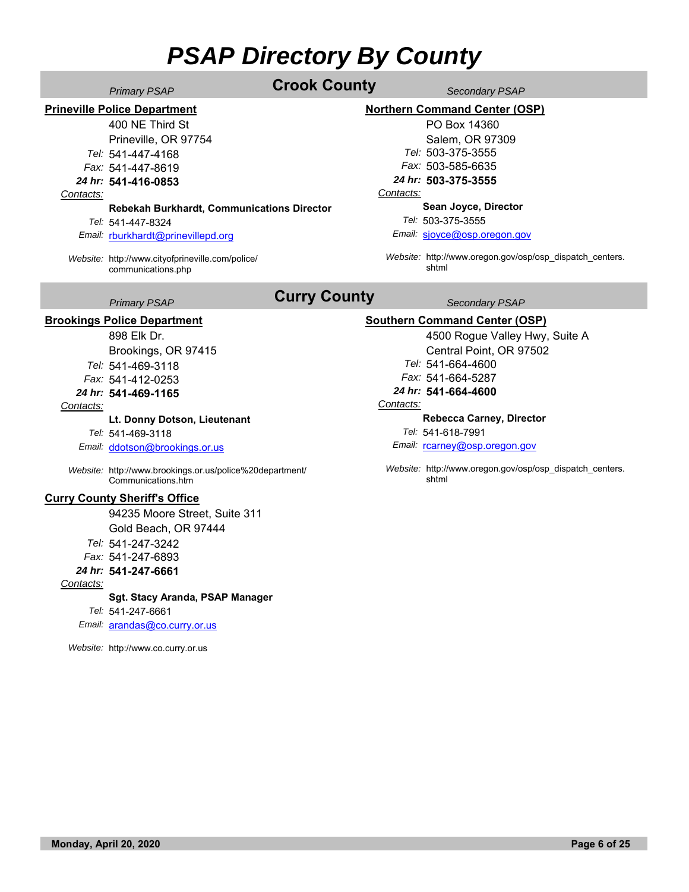# PSAP Directory By County

## Crook County

### Primary PSAP

**Prineville Police Department**

400 NE Third St
Prineville, OR 97754

*Tel:* 541-447-4168
*Fax:* 541-447-8619
***24 hr:*** **541-416-0853**

*Contacts:*

**Rebekah Burkhardt, Communications Director**
*Tel:* 541-447-8324
*Email:* rburkhardt@prinevillepd.org

*Website:* http://www.cityofprineville.com/police/communications.php

### Secondary PSAP

**Northern Command Center (OSP)**

PO Box 14360
Salem, OR 97309

*Tel:* 503-375-3555
*Fax:* 503-585-6635
***24 hr:*** **503-375-3555**

*Contacts:*

**Sean Joyce, Director**
*Tel:* 503-375-3555
*Email:* sjoyce@osp.oregon.gov

*Website:* http://www.oregon.gov/osp/osp_dispatch_centers.shtml

## Curry County

### Primary PSAP

**Brookings Police Department**

898 Elk Dr.
Brookings, OR 97415

*Tel:* 541-469-3118
*Fax:* 541-412-0253
***24 hr:*** **541-469-1165**

*Contacts:*

**Lt. Donny Dotson, Lieutenant**
*Tel:* 541-469-3118
*Email:* ddotson@brookings.or.us

*Website:* http://www.brookings.or.us/police%20department/Communications.htm

**Curry County Sheriff's Office**

94235 Moore Street, Suite 311
Gold Beach, OR 97444

*Tel:* 541-247-3242
*Fax:* 541-247-6893
***24 hr:*** **541-247-6661**

*Contacts:*

**Sgt. Stacy Aranda, PSAP Manager**
*Tel:* 541-247-6661
*Email:* arandas@co.curry.or.us

*Website:* http://www.co.curry.or.us

### Secondary PSAP

**Southern Command Center (OSP)**

4500 Rogue Valley Hwy, Suite A
Central Point, OR 97502

*Tel:* 541-664-4600
*Fax:* 541-664-5287
***24 hr:*** **541-664-4600**

*Contacts:*

**Rebecca Carney, Director**
*Tel:* 541-618-7991
*Email:* rcarney@osp.oregon.gov

*Website:* http://www.oregon.gov/osp/osp_dispatch_centers.shtml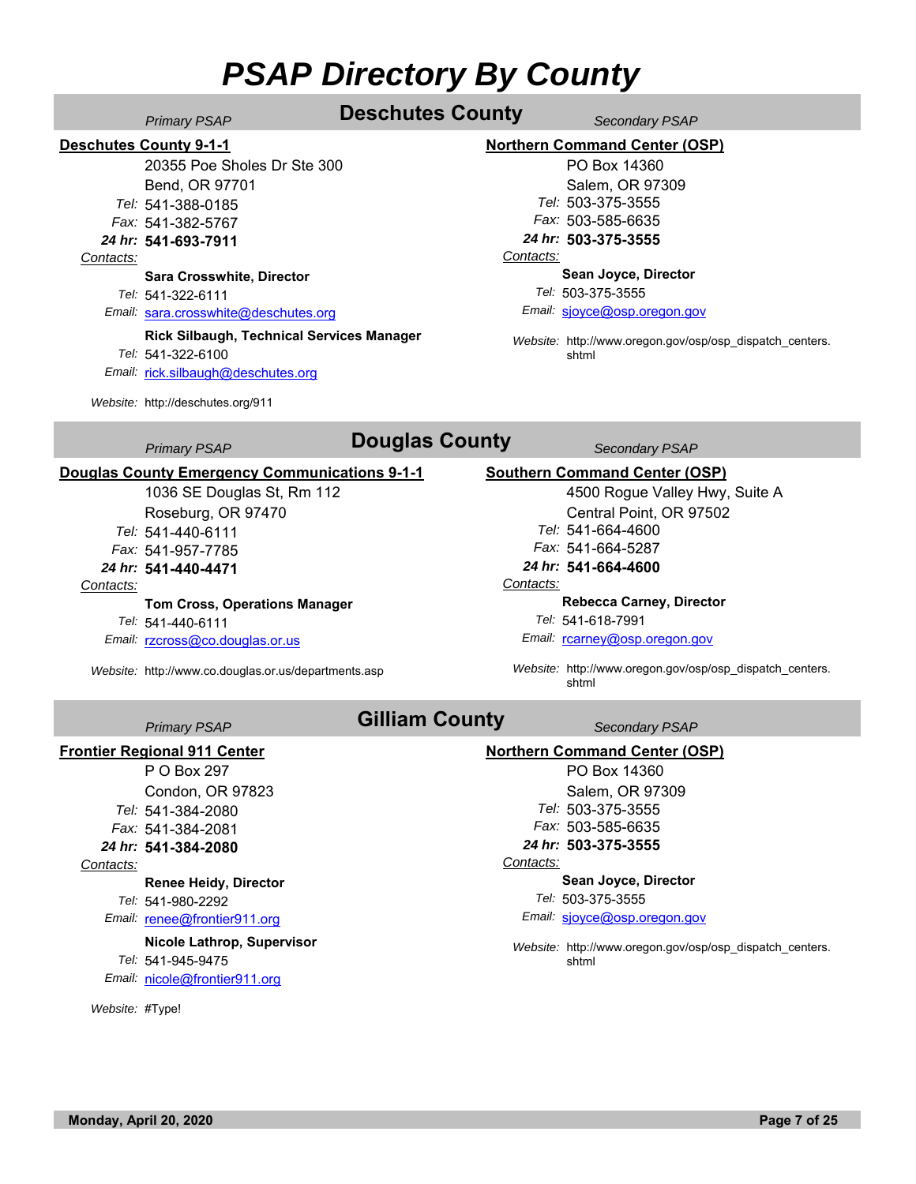# PSAP Directory By County

## Deschutes County

*Primary PSAP*

**Deschutes County 9-1-1**

20355 Poe Sholes Dr Ste 300
Bend, OR 97701
*Tel:* 541-388-0185
*Fax:* 541-382-5767
***24 hr:*** **541-693-7911**

*Contacts:*

**Sara Crosswhite, Director**
*Tel:* 541-322-6111
*Email:* sara.crosswhite@deschutes.org

**Rick Silbaugh, Technical Services Manager**
*Tel:* 541-322-6100
*Email:* rick.silbaugh@deschutes.org

*Website:* http://deschutes.org/911

*Secondary PSAP*

**Northern Command Center (OSP)**

PO Box 14360
Salem, OR 97309
*Tel:* 503-375-3555
*Fax:* 503-585-6635
***24 hr:*** **503-375-3555**

*Contacts:*

**Sean Joyce, Director**
*Tel:* 503-375-3555
*Email:* sjoyce@osp.oregon.gov

*Website:* http://www.oregon.gov/osp/osp_dispatch_centers.shtml

## Douglas County

*Primary PSAP*

**Douglas County Emergency Communications 9-1-1**

1036 SE Douglas St, Rm 112
Roseburg, OR 97470
*Tel:* 541-440-6111
*Fax:* 541-957-7785
***24 hr:*** **541-440-4471**

*Contacts:*

**Tom Cross, Operations Manager**
*Tel:* 541-440-6111
*Email:* rzcross@co.douglas.or.us

*Website:* http://www.co.douglas.or.us/departments.asp

*Secondary PSAP*

**Southern Command Center (OSP)**

4500 Rogue Valley Hwy, Suite A
Central Point, OR 97502
*Tel:* 541-664-4600
*Fax:* 541-664-5287
***24 hr:*** **541-664-4600**

*Contacts:*

**Rebecca Carney, Director**
*Tel:* 541-618-7991
*Email:* rcarney@osp.oregon.gov

*Website:* http://www.oregon.gov/osp/osp_dispatch_centers.shtml

## Gilliam County

*Primary PSAP*

**Frontier Regional 911 Center**

P O Box 297
Condon, OR 97823
*Tel:* 541-384-2080
*Fax:* 541-384-2081
***24 hr:*** **541-384-2080**

*Contacts:*

**Renee Heidy, Director**
*Tel:* 541-980-2292
*Email:* renee@frontier911.org

**Nicole Lathrop, Supervisor**
*Tel:* 541-945-9475
*Email:* nicole@frontier911.org

*Website:* #Type!

*Secondary PSAP*

**Northern Command Center (OSP)**

PO Box 14360
Salem, OR 97309
*Tel:* 503-375-3555
*Fax:* 503-585-6635
***24 hr:*** **503-375-3555**

*Contacts:*

**Sean Joyce, Director**
*Tel:* 503-375-3555
*Email:* sjoyce@osp.oregon.gov

*Website:* http://www.oregon.gov/osp/osp_dispatch_centers.shtml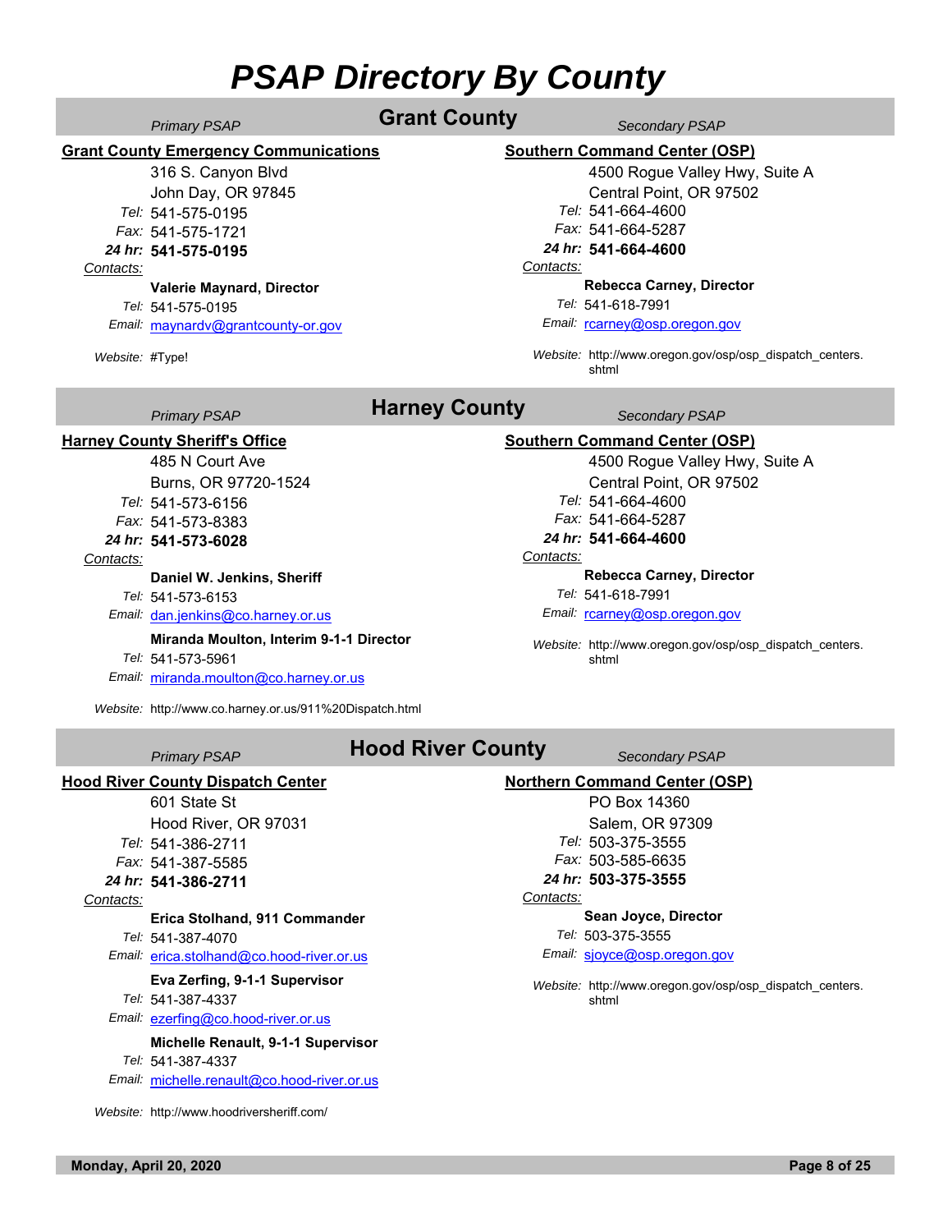# PSAP Directory By County

## Grant County

*Primary PSAP*

**Grant County Emergency Communications**

316 S. Canyon Blvd
John Day, OR 97845

*Tel:* 541-575-0195
*Fax:* 541-575-1721
***24 hr:*** **541-575-0195**

*Contacts:*

**Valerie Maynard, Director**
*Tel:* 541-575-0195
*Email:* maynardv@grantcounty-or.gov

*Website:* #Type!

*Secondary PSAP*

**Southern Command Center (OSP)**

4500 Rogue Valley Hwy, Suite A
Central Point, OR 97502

*Tel:* 541-664-4600
*Fax:* 541-664-5287
***24 hr:*** **541-664-4600**

*Contacts:*

**Rebecca Carney, Director**
*Tel:* 541-618-7991
*Email:* rcarney@osp.oregon.gov

*Website:* http://www.oregon.gov/osp/osp_dispatch_centers.shtml

## Harney County

*Primary PSAP*

**Harney County Sheriff's Office**

485 N Court Ave
Burns, OR 97720-1524

*Tel:* 541-573-6156
*Fax:* 541-573-8383
***24 hr:*** **541-573-6028**

*Contacts:*

**Daniel W. Jenkins, Sheriff**
*Tel:* 541-573-6153
*Email:* dan.jenkins@co.harney.or.us

**Miranda Moulton, Interim 9-1-1 Director**
*Tel:* 541-573-5961
*Email:* miranda.moulton@co.harney.or.us

*Website:* http://www.co.harney.or.us/911%20Dispatch.html

*Secondary PSAP*

**Southern Command Center (OSP)**

4500 Rogue Valley Hwy, Suite A
Central Point, OR 97502

*Tel:* 541-664-4600
*Fax:* 541-664-5287
***24 hr:*** **541-664-4600**

*Contacts:*

**Rebecca Carney, Director**
*Tel:* 541-618-7991
*Email:* rcarney@osp.oregon.gov

*Website:* http://www.oregon.gov/osp/osp_dispatch_centers.shtml

## Hood River County

*Primary PSAP*

**Hood River County Dispatch Center**

601 State St
Hood River, OR 97031

*Tel:* 541-386-2711
*Fax:* 541-387-5585
***24 hr:*** **541-386-2711**

*Contacts:*

**Erica Stolhand, 911 Commander**
*Tel:* 541-387-4070
*Email:* erica.stolhand@co.hood-river.or.us

**Eva Zerfing, 9-1-1 Supervisor**
*Tel:* 541-387-4337
*Email:* ezerfing@co.hood-river.or.us

**Michelle Renault, 9-1-1 Supervisor**
*Tel:* 541-387-4337
*Email:* michelle.renault@co.hood-river.or.us

*Website:* http://www.hoodriversheriff.com/

*Secondary PSAP*

**Northern Command Center (OSP)**

PO Box 14360
Salem, OR 97309

*Tel:* 503-375-3555
*Fax:* 503-585-6635
***24 hr:*** **503-375-3555**

*Contacts:*

**Sean Joyce, Director**
*Tel:* 503-375-3555
*Email:* sjoyce@osp.oregon.gov

*Website:* http://www.oregon.gov/osp/osp_dispatch_centers.shtml

**Monday, April 20, 2020**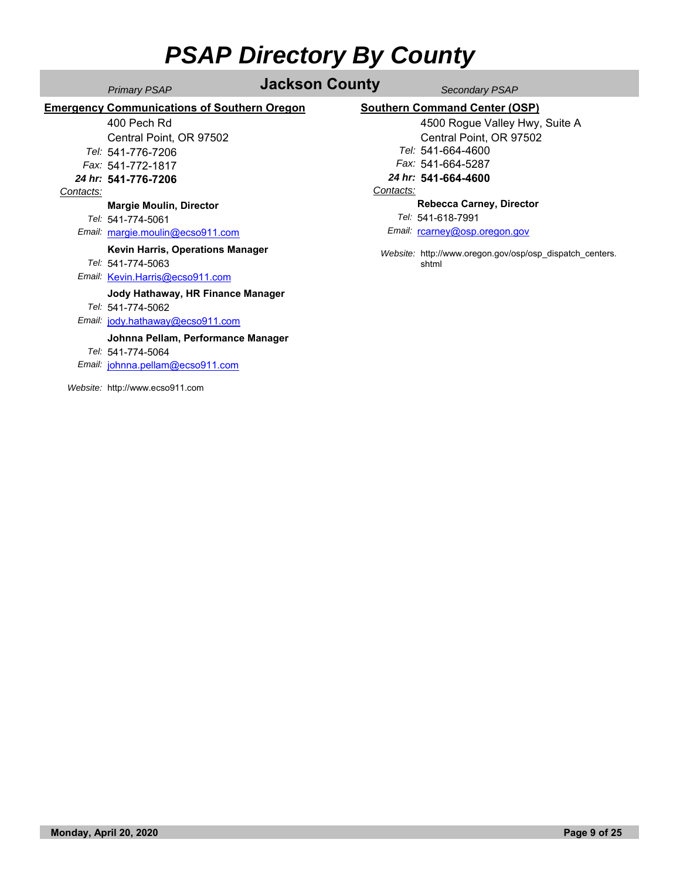# PSAP Directory By County

## Jackson County

*Primary PSAP*

### Emergency Communications of Southern Oregon

400 Pech Rd
Central Point, OR 97502

*Tel:* 541-776-7206
*Fax:* 541-772-1817
***24 hr:*** **541-776-7206**

*Contacts:*

**Margie Moulin, Director**
*Tel:* 541-774-5061
*Email:* margie.moulin@ecso911.com

**Kevin Harris, Operations Manager**
*Tel:* 541-774-5063
*Email:* Kevin.Harris@ecso911.com

**Jody Hathaway, HR Finance Manager**
*Tel:* 541-774-5062
*Email:* jody.hathaway@ecso911.com

**Johnna Pellam, Performance Manager**
*Tel:* 541-774-5064
*Email:* johnna.pellam@ecso911.com

*Website:* http://www.ecso911.com

*Secondary PSAP*

### Southern Command Center (OSP)

4500 Rogue Valley Hwy, Suite A
Central Point, OR 97502

*Tel:* 541-664-4600
*Fax:* 541-664-5287
***24 hr:*** **541-664-4600**

*Contacts:*

**Rebecca Carney, Director**
*Tel:* 541-618-7991
*Email:* rcarney@osp.oregon.gov

*Website:* http://www.oregon.gov/osp/osp_dispatch_centers.shtml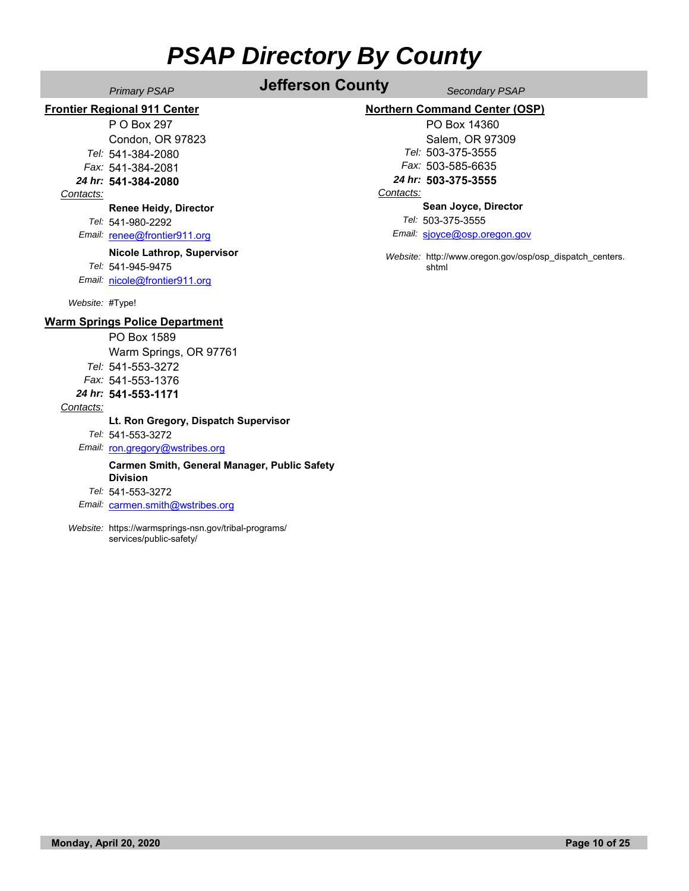# PSAP Directory By County

## Jefferson County

### *Primary PSAP*

**Frontier Regional 911 Center**

P O Box 297
Condon, OR 97823

*Tel:* 541-384-2080
*Fax:* 541-384-2081
***24 hr:*** **541-384-2080**

*Contacts:*

**Renee Heidy, Director**
*Tel:* 541-980-2292
*Email:* renee@frontier911.org

**Nicole Lathrop, Supervisor**
*Tel:* 541-945-9475
*Email:* nicole@frontier911.org

*Website:* #Type!

**Warm Springs Police Department**

PO Box 1589
Warm Springs, OR 97761

*Tel:* 541-553-3272
*Fax:* 541-553-1376
***24 hr:*** **541-553-1171**

*Contacts:*

**Lt. Ron Gregory, Dispatch Supervisor**
*Tel:* 541-553-3272
*Email:* ron.gregory@wstribes.org

**Carmen Smith, General Manager, Public Safety Division**
*Tel:* 541-553-3272
*Email:* carmen.smith@wstribes.org

*Website:* https://warmsprings-nsn.gov/tribal-programs/services/public-safety/

### *Secondary PSAP*

**Northern Command Center (OSP)**

PO Box 14360
Salem, OR 97309

*Tel:* 503-375-3555
*Fax:* 503-585-6635
***24 hr:*** **503-375-3555**

*Contacts:*

**Sean Joyce, Director**
*Tel:* 503-375-3555
*Email:* sjoyce@osp.oregon.gov

*Website:* http://www.oregon.gov/osp/osp_dispatch_centers.shtml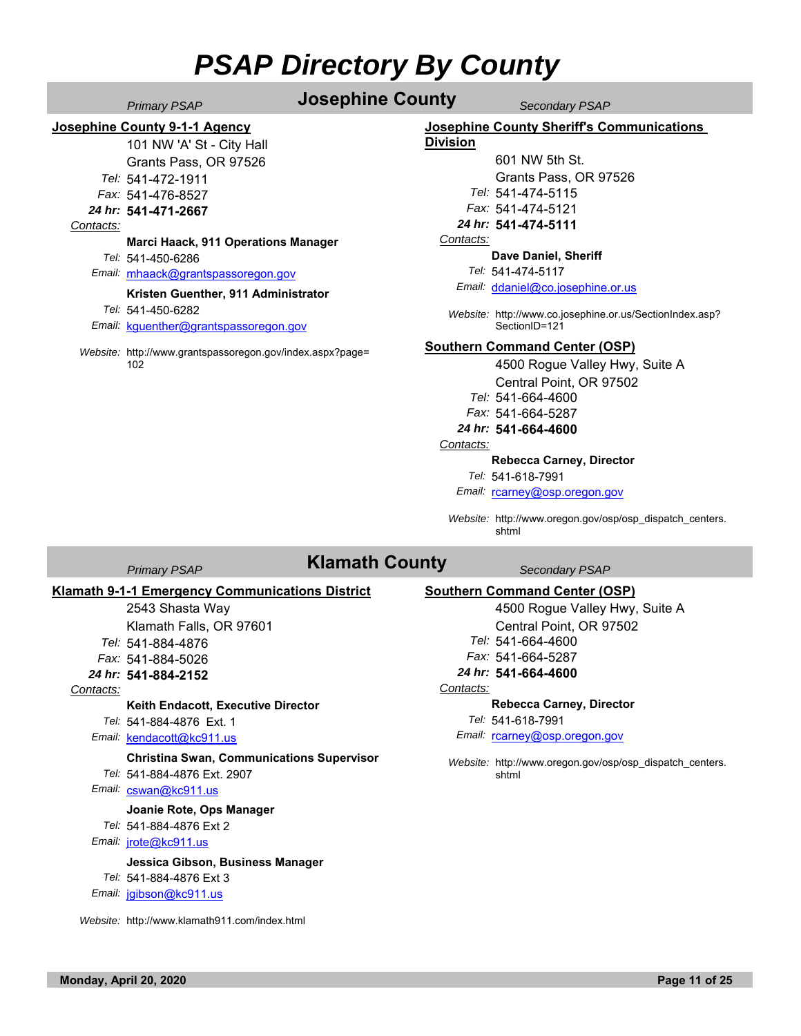# PSAP Directory By County

## Josephine County

*Primary PSAP*

**Josephine County 9-1-1 Agency**

101 NW 'A' St - City Hall
Grants Pass, OR 97526
*Tel:* 541-472-1911
*Fax:* 541-476-8527
***24 hr:*** **541-471-2667**

*Contacts:*

**Marci Haack, 911 Operations Manager**
*Tel:* 541-450-6286
*Email:* mhaack@grantspassoregon.gov

**Kristen Guenther, 911 Administrator**
*Tel:* 541-450-6282
*Email:* kguenther@grantspassoregon.gov

*Website:* http://www.grantspassoregon.gov/index.aspx?page=102

*Secondary PSAP*

**Josephine County Sheriff's Communications Division**

601 NW 5th St.
Grants Pass, OR 97526
*Tel:* 541-474-5115
*Fax:* 541-474-5121
***24 hr:*** **541-474-5111**

*Contacts:*

**Dave Daniel, Sheriff**
*Tel:* 541-474-5117
*Email:* ddaniel@co.josephine.or.us

*Website:* http://www.co.josephine.or.us/SectionIndex.asp?SectionID=121

**Southern Command Center (OSP)**

4500 Rogue Valley Hwy, Suite A
Central Point, OR 97502
*Tel:* 541-664-4600
*Fax:* 541-664-5287
***24 hr:*** **541-664-4600**

*Contacts:*

**Rebecca Carney, Director**
*Tel:* 541-618-7991
*Email:* rcarney@osp.oregon.gov

*Website:* http://www.oregon.gov/osp/osp_dispatch_centers.shtml

## Klamath County

*Primary PSAP*

**Klamath 9-1-1 Emergency Communications District**

2543 Shasta Way
Klamath Falls, OR 97601
*Tel:* 541-884-4876
*Fax:* 541-884-5026
***24 hr:*** **541-884-2152**

*Contacts:*

**Keith Endacott, Executive Director**
*Tel:* 541-884-4876 Ext. 1
*Email:* kendacott@kc911.us

**Christina Swan, Communications Supervisor**
*Tel:* 541-884-4876 Ext. 2907
*Email:* cswan@kc911.us

**Joanie Rote, Ops Manager**
*Tel:* 541-884-4876 Ext 2
*Email:* jrote@kc911.us

**Jessica Gibson, Business Manager**
*Tel:* 541-884-4876 Ext 3
*Email:* jgibson@kc911.us

*Website:* http://www.klamath911.com/index.html

*Secondary PSAP*

**Southern Command Center (OSP)**

4500 Rogue Valley Hwy, Suite A
Central Point, OR 97502
*Tel:* 541-664-4600
*Fax:* 541-664-5287
***24 hr:*** **541-664-4600**

*Contacts:*

**Rebecca Carney, Director**
*Tel:* 541-618-7991
*Email:* rcarney@osp.oregon.gov

*Website:* http://www.oregon.gov/osp/osp_dispatch_centers.shtml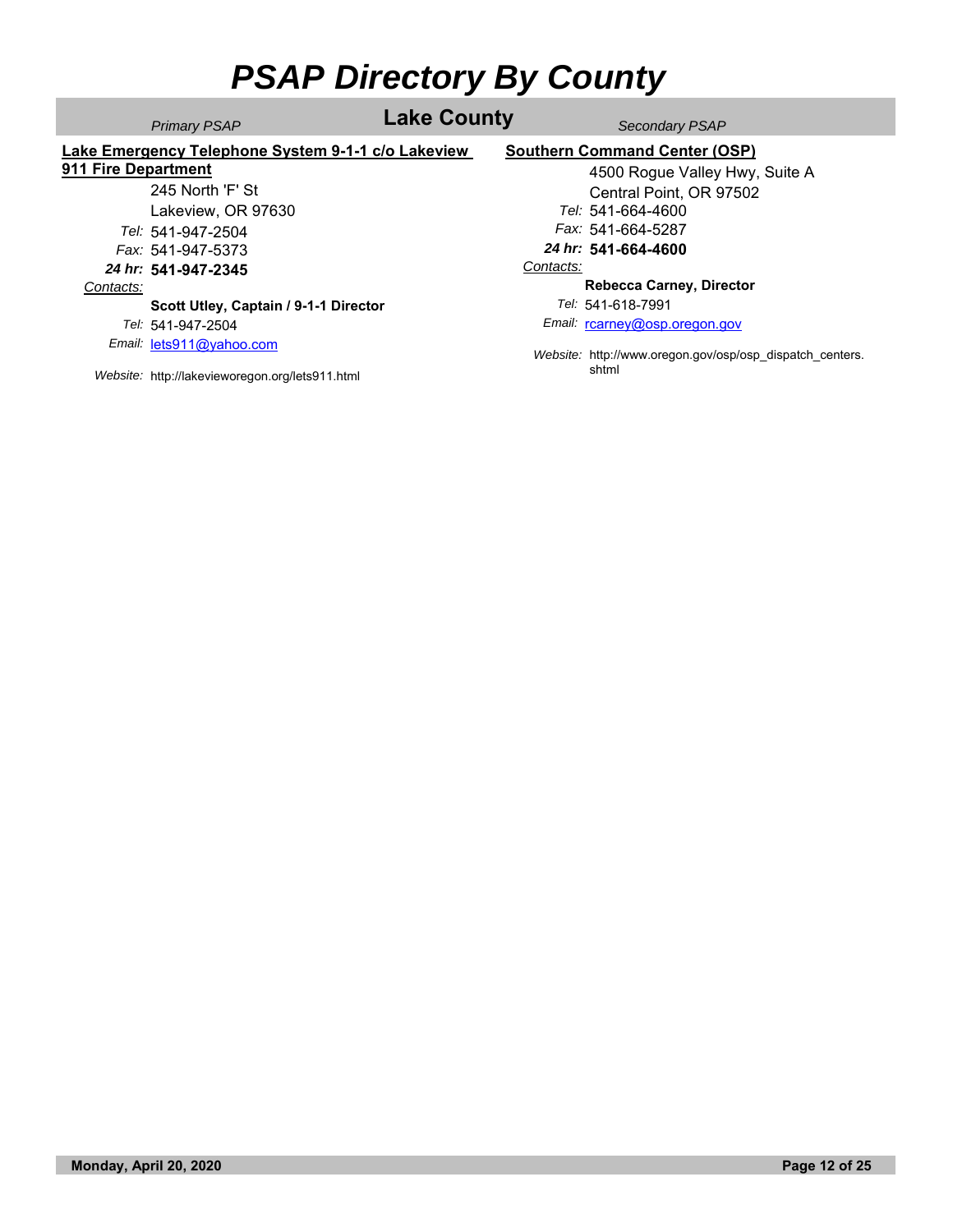# PSAP Directory By County

## Lake County

### Primary PSAP

**Lake Emergency Telephone System 9-1-1 c/o Lakeview 911 Fire Department**

245 North 'F' St
Lakeview, OR 97630

*Tel:* 541-947-2504
*Fax:* 541-947-5373
***24 hr:*** **541-947-2345**

*Contacts:*

**Scott Utley, Captain / 9-1-1 Director**
*Tel:* 541-947-2504
*Email:* lets911@yahoo.com

*Website:* http://lakevieworegon.org/lets911.html

### Secondary PSAP

**Southern Command Center (OSP)**

4500 Rogue Valley Hwy, Suite A
Central Point, OR 97502

*Tel:* 541-664-4600
*Fax:* 541-664-5287
***24 hr:*** **541-664-4600**

*Contacts:*

**Rebecca Carney, Director**
*Tel:* 541-618-7991
*Email:* rcarney@osp.oregon.gov

*Website:* http://www.oregon.gov/osp/osp_dispatch_centers.shtml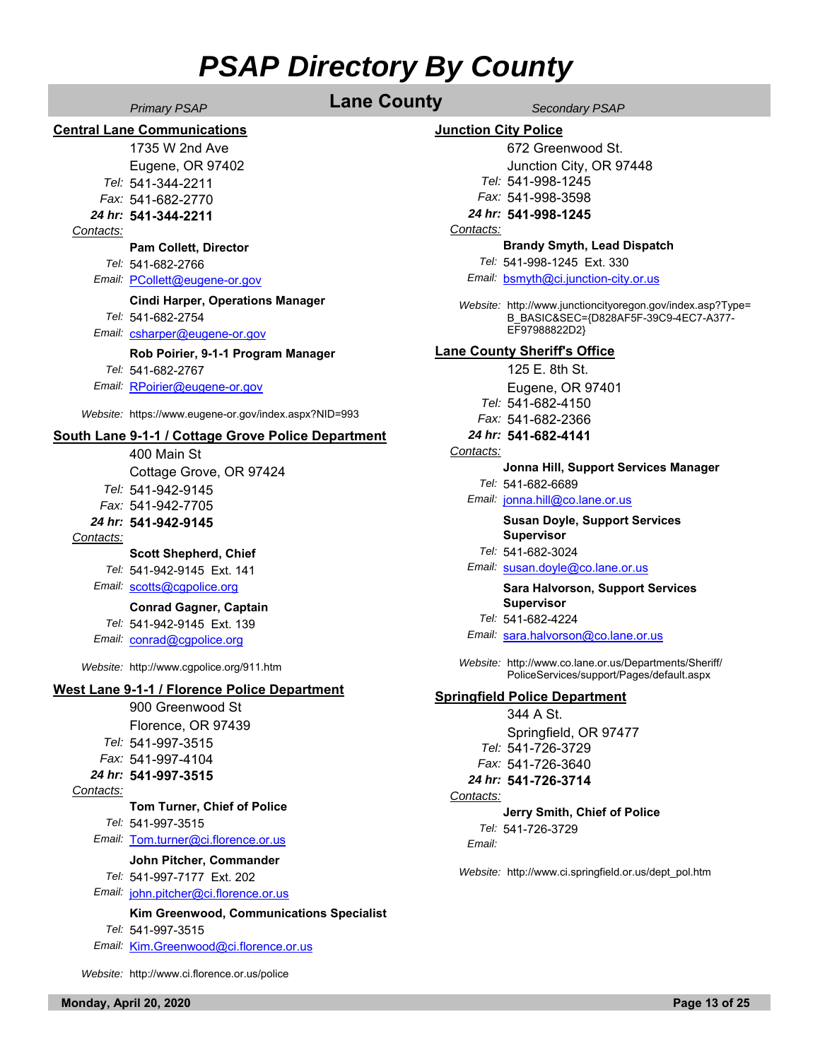# PSAP Directory By County

## Lane County

*Primary PSAP*

### Central Lane Communications

1735 W 2nd Ave
Eugene, OR 97402

*Tel:* 541-344-2211
*Fax:* 541-682-2770
***24 hr:*** **541-344-2211**

*Contacts:*

**Pam Collett, Director**
*Tel:* 541-682-2766
*Email:* PCollett@eugene-or.gov

**Cindi Harper, Operations Manager**
*Tel:* 541-682-2754
*Email:* csharper@eugene-or.gov

**Rob Poirier, 9-1-1 Program Manager**
*Tel:* 541-682-2767
*Email:* RPoirier@eugene-or.gov

*Website:* https://www.eugene-or.gov/index.aspx?NID=993

### South Lane 9-1-1 / Cottage Grove Police Department

400 Main St
Cottage Grove, OR 97424

*Tel:* 541-942-9145
*Fax:* 541-942-7705
***24 hr:*** **541-942-9145**

*Contacts:*

**Scott Shepherd, Chief**
*Tel:* 541-942-9145 Ext. 141
*Email:* scotts@cgpolice.org

**Conrad Gagner, Captain**
*Tel:* 541-942-9145 Ext. 139
*Email:* conrad@cgpolice.org

*Website:* http://www.cgpolice.org/911.htm

### West Lane 9-1-1 / Florence Police Department

900 Greenwood St
Florence, OR 97439

*Tel:* 541-997-3515
*Fax:* 541-997-4104
***24 hr:*** **541-997-3515**

*Contacts:*

**Tom Turner, Chief of Police**
*Tel:* 541-997-3515
*Email:* Tom.turner@ci.florence.or.us

**John Pitcher, Commander**
*Tel:* 541-997-7177 Ext. 202
*Email:* john.pitcher@ci.florence.or.us

**Kim Greenwood, Communications Specialist**
*Tel:* 541-997-3515
*Email:* Kim.Greenwood@ci.florence.or.us

*Website:* http://www.ci.florence.or.us/police

*Secondary PSAP*

### Junction City Police

672 Greenwood St.
Junction City, OR 97448

*Tel:* 541-998-1245
*Fax:* 541-998-3598
***24 hr:*** **541-998-1245**

*Contacts:*

**Brandy Smyth, Lead Dispatch**
*Tel:* 541-998-1245 Ext. 330
*Email:* bsmyth@ci.junction-city.or.us

*Website:* http://www.junctioncityoregon.gov/index.asp?Type=B_BASIC&SEC={D828AF5F-39C9-4EC7-A377-EF97988822D2}

### Lane County Sheriff's Office

125 E. 8th St.
Eugene, OR 97401

*Tel:* 541-682-4150
*Fax:* 541-682-2366
***24 hr:*** **541-682-4141**

*Contacts:*

**Jonna Hill, Support Services Manager**
*Tel:* 541-682-6689
*Email:* jonna.hill@co.lane.or.us

**Susan Doyle, Support Services Supervisor**
*Tel:* 541-682-3024
*Email:* susan.doyle@co.lane.or.us

**Sara Halvorson, Support Services Supervisor**
*Tel:* 541-682-4224
*Email:* sara.halvorson@co.lane.or.us

*Website:* http://www.co.lane.or.us/Departments/Sheriff/PoliceServices/support/Pages/default.aspx

### Springfield Police Department

344 A St.
Springfield, OR 97477

*Tel:* 541-726-3729
*Fax:* 541-726-3640
***24 hr:*** **541-726-3714**

*Contacts:*

**Jerry Smith, Chief of Police**
*Tel:* 541-726-3729
*Email:*

*Website:* http://www.ci.springfield.or.us/dept_pol.htm

Monday, April 20, 2020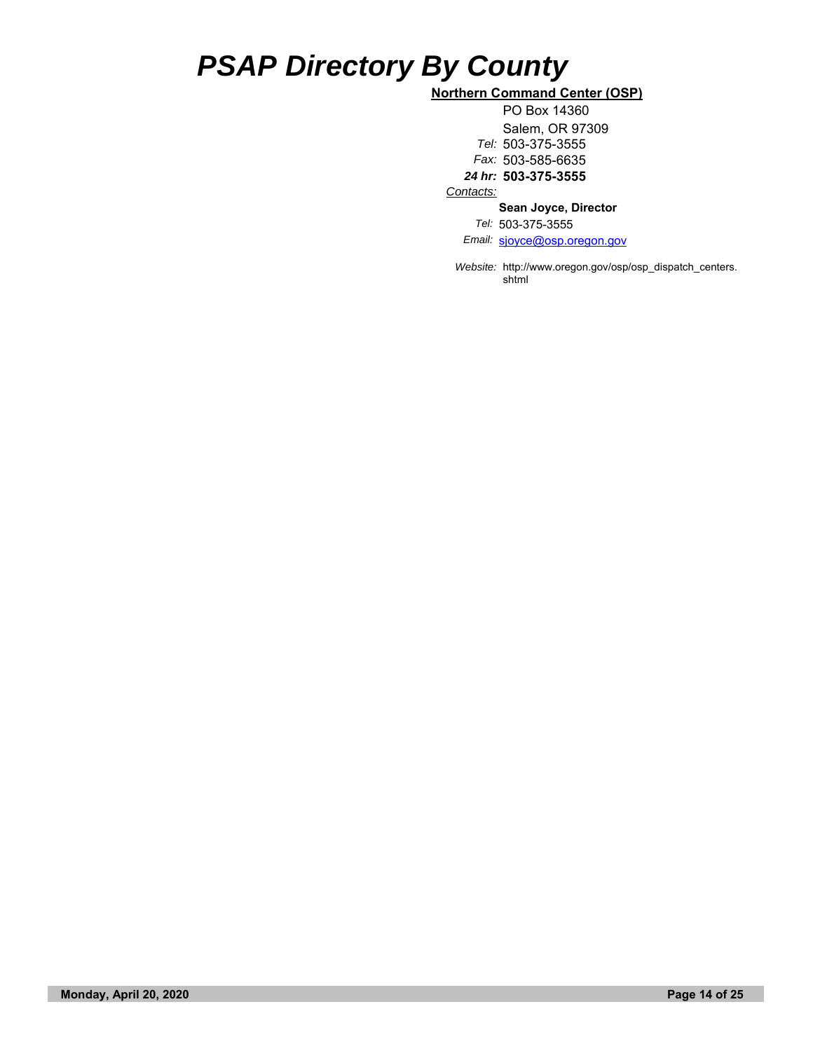# PSAP Directory By County

**Northern Command Center (OSP)**

PO Box 14360
Salem, OR 97309

*Tel:* 503-375-3555
*Fax:* 503-585-6635
***24 hr:*** **503-375-3555**

*Contacts:*

**Sean Joyce, Director**
*Tel:* 503-375-3555
*Email:* sjoyce@osp.oregon.gov

*Website:* http://www.oregon.gov/osp/osp_dispatch_centers.shtml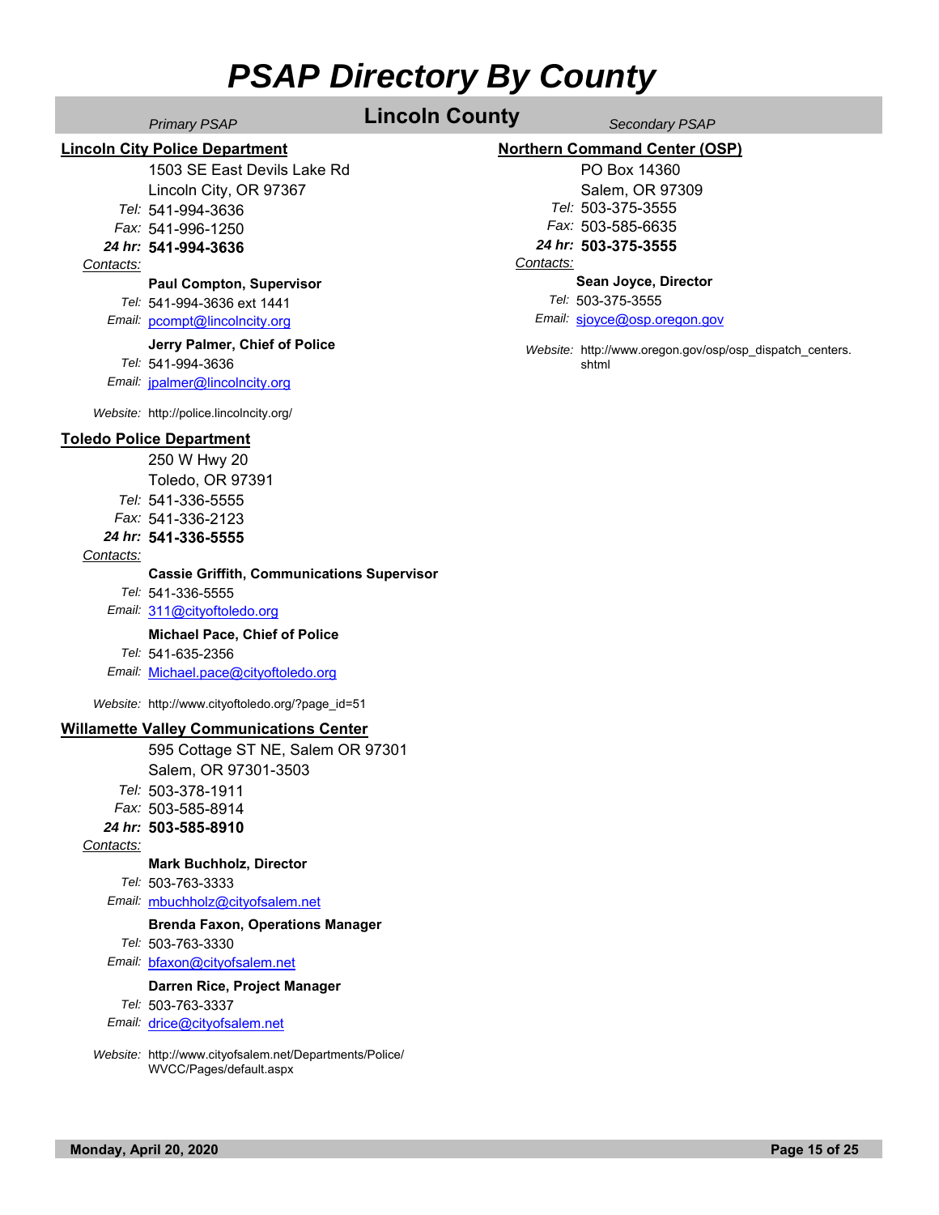# PSAP Directory By County

## Lincoln County

*Primary PSAP*

### Lincoln City Police Department

1503 SE East Devils Lake Rd
Lincoln City, OR 97367

*Tel:* 541-994-3636
*Fax:* 541-996-1250
***24 hr:*** **541-994-3636**

*Contacts:*

**Paul Compton, Supervisor**
*Tel:* 541-994-3636 ext 1441
*Email:* pcompt@lincolncity.org

**Jerry Palmer, Chief of Police**
*Tel:* 541-994-3636
*Email:* jpalmer@lincolncity.org

*Website:* http://police.lincolncity.org/

### Toledo Police Department

250 W Hwy 20
Toledo, OR 97391

*Tel:* 541-336-5555
*Fax:* 541-336-2123
***24 hr:*** **541-336-5555**

*Contacts:*

**Cassie Griffith, Communications Supervisor**
*Tel:* 541-336-5555
*Email:* 311@cityoftoledo.org

**Michael Pace, Chief of Police**
*Tel:* 541-635-2356
*Email:* Michael.pace@cityoftoledo.org

*Website:* http://www.cityoftoledo.org/?page_id=51

### Willamette Valley Communications Center

595 Cottage ST NE, Salem OR 97301
Salem, OR 97301-3503

*Tel:* 503-378-1911
*Fax:* 503-585-8914
***24 hr:*** **503-585-8910**

*Contacts:*

**Mark Buchholz, Director**
*Tel:* 503-763-3333
*Email:* mbuchholz@cityofsalem.net

**Brenda Faxon, Operations Manager**
*Tel:* 503-763-3330
*Email:* bfaxon@cityofsalem.net

**Darren Rice, Project Manager**
*Tel:* 503-763-3337
*Email:* drice@cityofsalem.net

*Website:* http://www.cityofsalem.net/Departments/Police/WVCC/Pages/default.aspx

*Secondary PSAP*

### Northern Command Center (OSP)

PO Box 14360
Salem, OR 97309

*Tel:* 503-375-3555
*Fax:* 503-585-6635
***24 hr:*** **503-375-3555**

*Contacts:*

**Sean Joyce, Director**
*Tel:* 503-375-3555
*Email:* sjoyce@osp.oregon.gov

*Website:* http://www.oregon.gov/osp/osp_dispatch_centers.shtml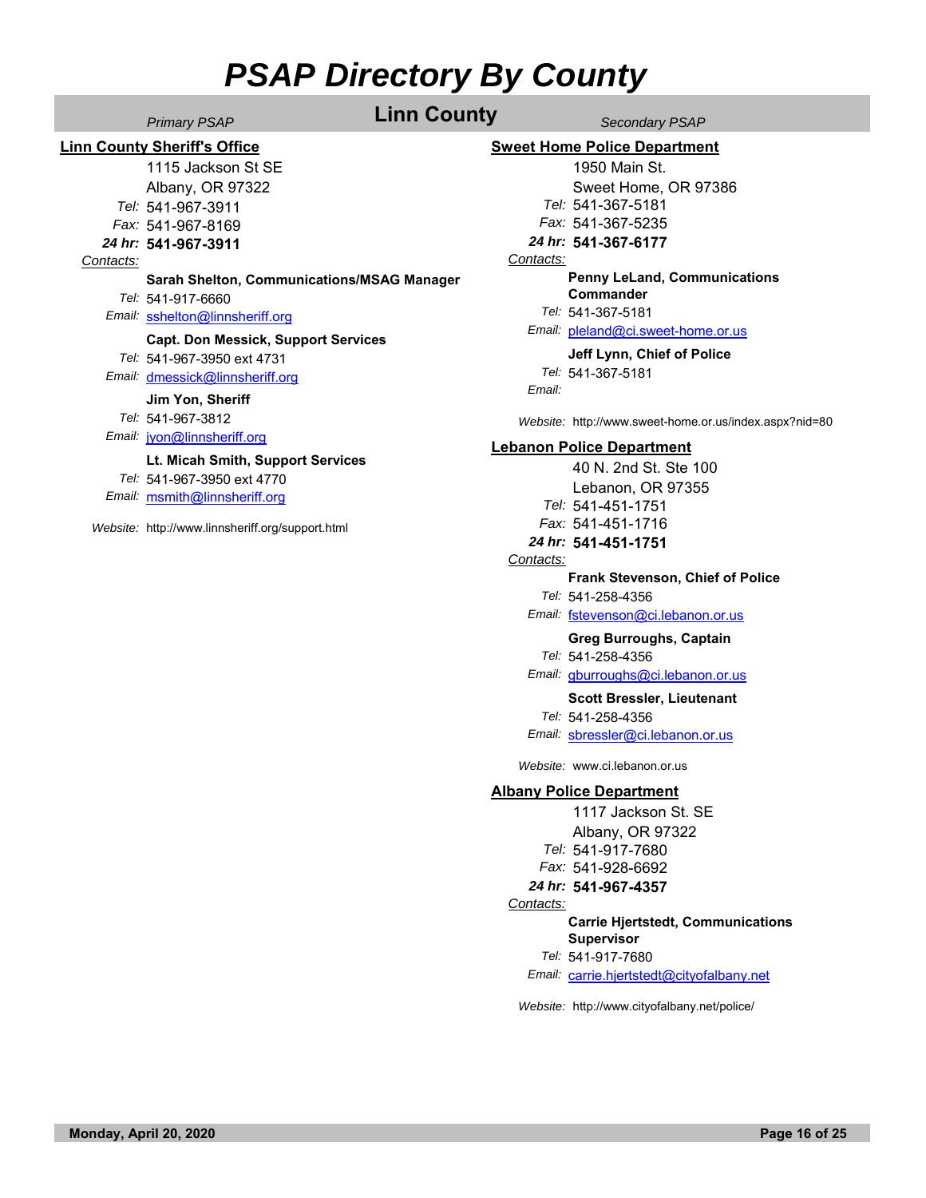# PSAP Directory By County

## Linn County

*Primary PSAP*

### Linn County Sheriff's Office

1115 Jackson St SE
Albany, OR 97322

*Tel:* 541-967-3911
*Fax:* 541-967-8169
***24 hr:*** **541-967-3911**

*Contacts:*

**Sarah Shelton, Communications/MSAG Manager**
*Tel:* 541-917-6660
*Email:* sshelton@linnsheriff.org

**Capt. Don Messick, Support Services**
*Tel:* 541-967-3950 ext 4731
*Email:* dmessick@linnsheriff.org

**Jim Yon, Sheriff**
*Tel:* 541-967-3812
*Email:* jyon@linnsheriff.org

**Lt. Micah Smith, Support Services**
*Tel:* 541-967-3950 ext 4770
*Email:* msmith@linnsheriff.org

*Website:* http://www.linnsheriff.org/support.html

*Secondary PSAP*

### Sweet Home Police Department

1950 Main St.
Sweet Home, OR 97386

*Tel:* 541-367-5181
*Fax:* 541-367-5235
***24 hr:*** **541-367-6177**

*Contacts:*

**Penny LeLand, Communications Commander**
*Tel:* 541-367-5181
*Email:* pleland@ci.sweet-home.or.us

**Jeff Lynn, Chief of Police**
*Tel:* 541-367-5181
*Email:*

*Website:* http://www.sweet-home.or.us/index.aspx?nid=80

### Lebanon Police Department

40 N. 2nd St. Ste 100
Lebanon, OR 97355

*Tel:* 541-451-1751
*Fax:* 541-451-1716
***24 hr:*** **541-451-1751**

*Contacts:*

**Frank Stevenson, Chief of Police**
*Tel:* 541-258-4356
*Email:* fstevenson@ci.lebanon.or.us

**Greg Burroughs, Captain**
*Tel:* 541-258-4356
*Email:* gburroughs@ci.lebanon.or.us

**Scott Bressler, Lieutenant**
*Tel:* 541-258-4356
*Email:* sbressler@ci.lebanon.or.us

*Website:* www.ci.lebanon.or.us

### Albany Police Department

1117 Jackson St. SE
Albany, OR 97322

*Tel:* 541-917-7680
*Fax:* 541-928-6692
***24 hr:*** **541-967-4357**

*Contacts:*

**Carrie Hjertstedt, Communications Supervisor**
*Tel:* 541-917-7680
*Email:* carrie.hjertstedt@cityofalbany.net

*Website:* http://www.cityofalbany.net/police/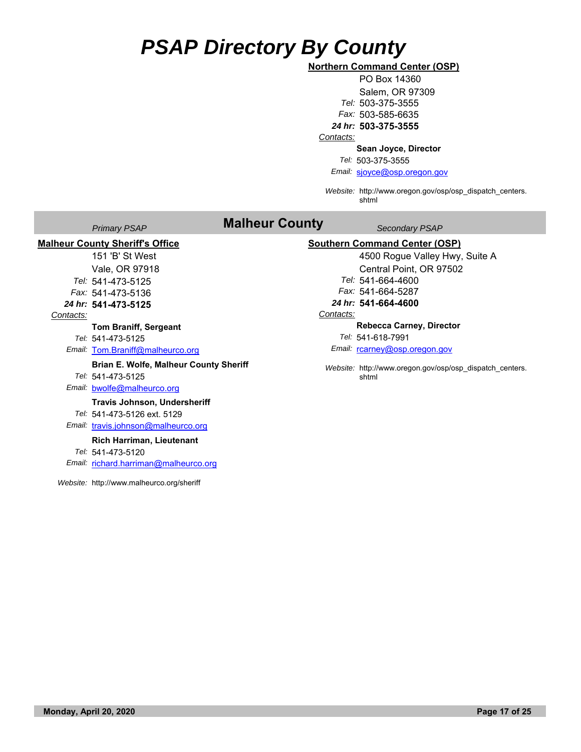# PSAP Directory By County

**Northern Command Center (OSP)**

PO Box 14360
Salem, OR 97309
*Tel:* 503-375-3555
*Fax:* 503-585-6635
***24 hr:*** **503-375-3555**

*Contacts:*

**Sean Joyce, Director**
*Tel:* 503-375-3555
*Email:* sjoyce@osp.oregon.gov

*Website:* http://www.oregon.gov/osp/osp_dispatch_centers.shtml

## Malheur County

*Primary PSAP*

**Malheur County Sheriff's Office**

151 'B' St West
Vale, OR 97918
*Tel:* 541-473-5125
*Fax:* 541-473-5136
***24 hr:*** **541-473-5125**

*Contacts:*

**Tom Braniff, Sergeant**
*Tel:* 541-473-5125
*Email:* Tom.Braniff@malheurco.org

**Brian E. Wolfe, Malheur County Sheriff**
*Tel:* 541-473-5125
*Email:* bwolfe@malheurco.org

**Travis Johnson, Undersheriff**
*Tel:* 541-473-5126 ext. 5129
*Email:* travis.johnson@malheurco.org

**Rich Harriman, Lieutenant**
*Tel:* 541-473-5120
*Email:* richard.harriman@malheurco.org

*Website:* http://www.malheurco.org/sheriff

*Secondary PSAP*

**Southern Command Center (OSP)**

4500 Rogue Valley Hwy, Suite A
Central Point, OR 97502
*Tel:* 541-664-4600
*Fax:* 541-664-5287
***24 hr:*** **541-664-4600**

*Contacts:*

**Rebecca Carney, Director**
*Tel:* 541-618-7991
*Email:* rcarney@osp.oregon.gov

*Website:* http://www.oregon.gov/osp/osp_dispatch_centers.shtml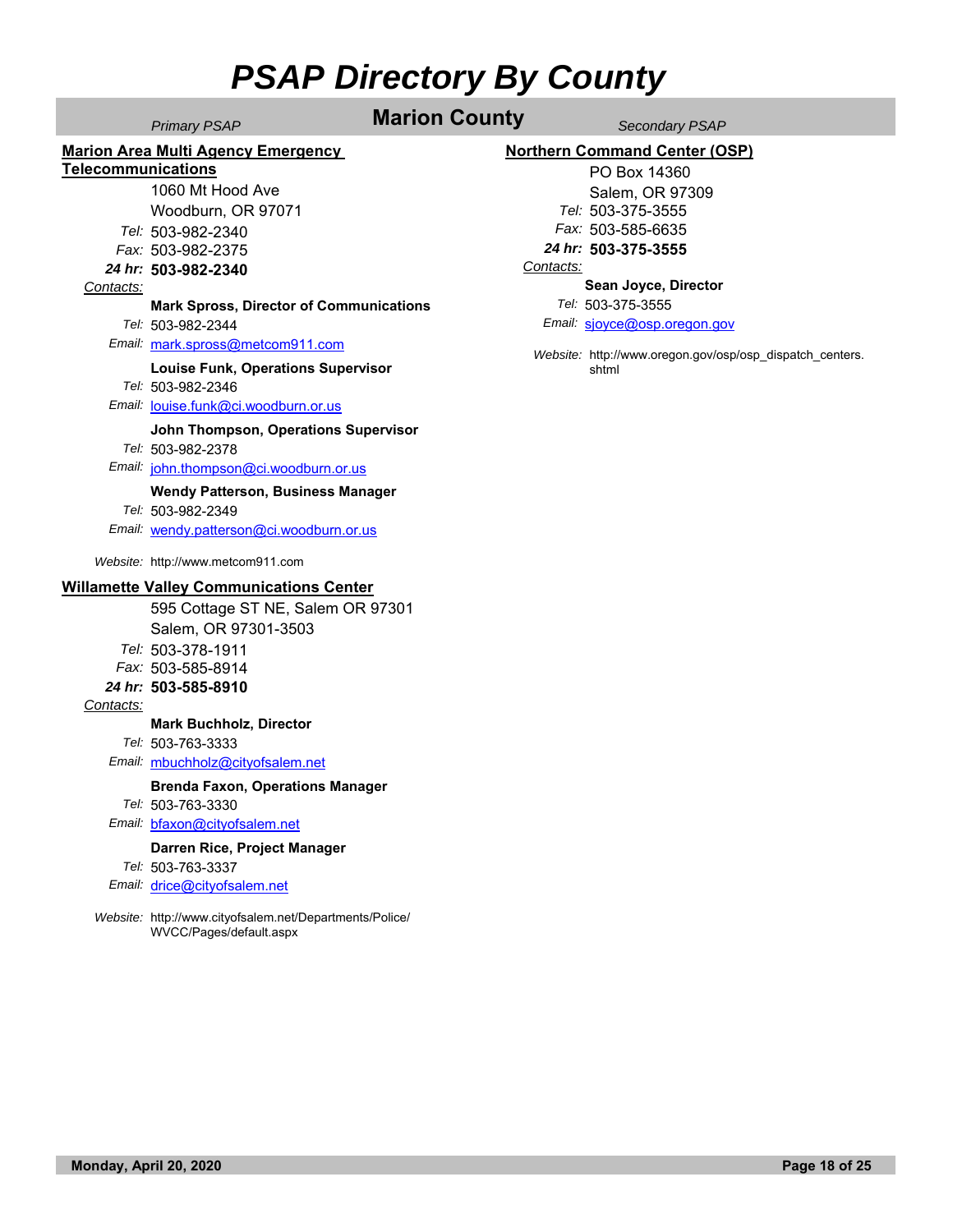# PSAP Directory By County

## Marion County

*Primary PSAP*

### Marion Area Multi Agency Emergency Telecommunications

1060 Mt Hood Ave
Woodburn, OR 97071

*Tel:* 503-982-2340
*Fax:* 503-982-2375
***24 hr:*** **503-982-2340**

*Contacts:*

**Mark Spross, Director of Communications**
*Tel:* 503-982-2344
*Email:* mark.spross@metcom911.com

**Louise Funk, Operations Supervisor**
*Tel:* 503-982-2346
*Email:* louise.funk@ci.woodburn.or.us

**John Thompson, Operations Supervisor**
*Tel:* 503-982-2378
*Email:* john.thompson@ci.woodburn.or.us

**Wendy Patterson, Business Manager**
*Tel:* 503-982-2349
*Email:* wendy.patterson@ci.woodburn.or.us

*Website:* http://www.metcom911.com

### Willamette Valley Communications Center

595 Cottage ST NE, Salem OR 97301
Salem, OR 97301-3503

*Tel:* 503-378-1911
*Fax:* 503-585-8914
***24 hr:*** **503-585-8910**

*Contacts:*

**Mark Buchholz, Director**
*Tel:* 503-763-3333
*Email:* mbuchholz@cityofsalem.net

**Brenda Faxon, Operations Manager**
*Tel:* 503-763-3330
*Email:* bfaxon@cityofsalem.net

**Darren Rice, Project Manager**
*Tel:* 503-763-3337
*Email:* drice@cityofsalem.net

*Website:* http://www.cityofsalem.net/Departments/Police/WVCC/Pages/default.aspx

*Secondary PSAP*

### Northern Command Center (OSP)

PO Box 14360
Salem, OR 97309

*Tel:* 503-375-3555
*Fax:* 503-585-6635
***24 hr:*** **503-375-3555**

*Contacts:*

**Sean Joyce, Director**
*Tel:* 503-375-3555
*Email:* sjoyce@osp.oregon.gov

*Website:* http://www.oregon.gov/osp/osp_dispatch_centers.shtml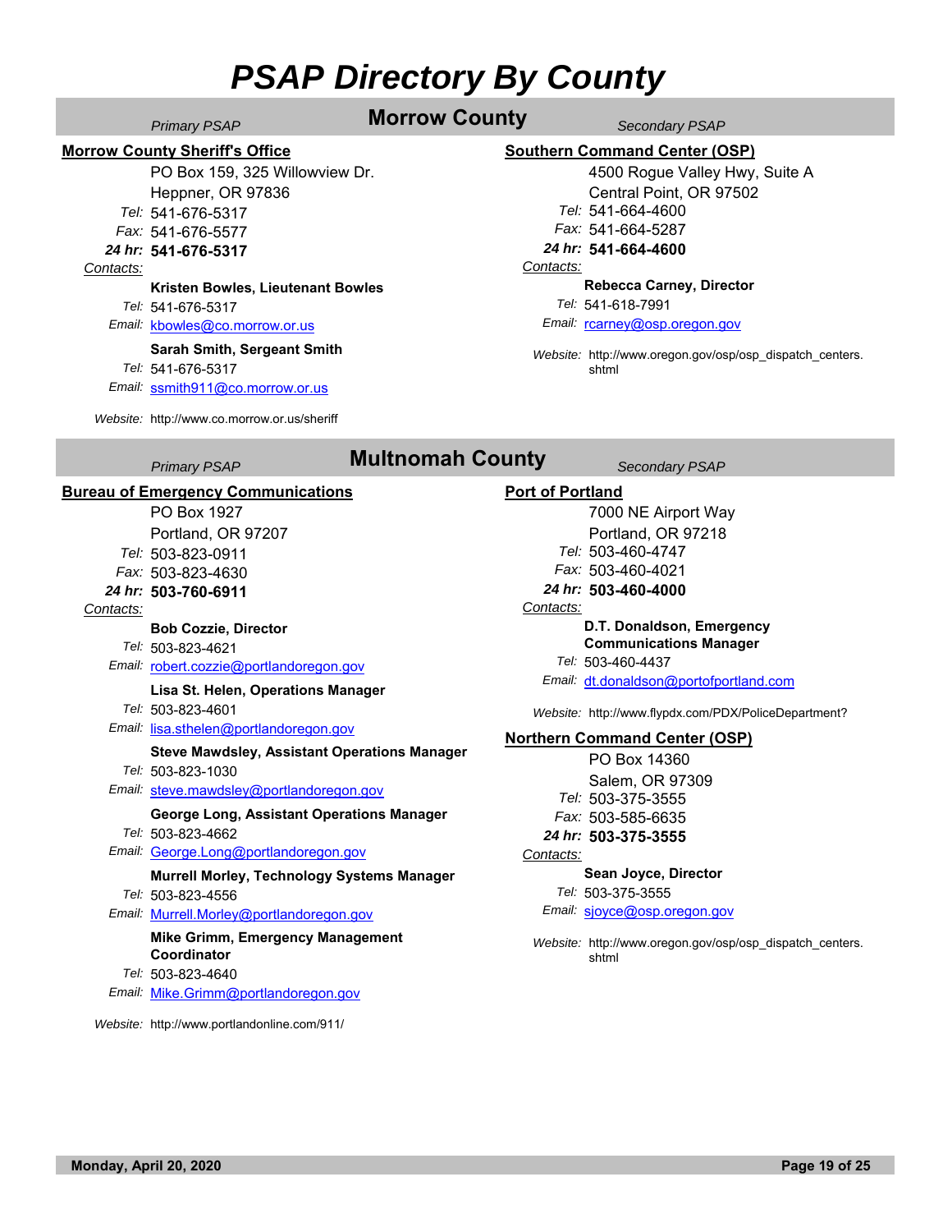# PSAP Directory By County

## Morrow County

*Primary PSAP*

**Morrow County Sheriff's Office**

PO Box 159, 325 Willowview Dr.
Heppner, OR 97836

*Tel:* 541-676-5317
*Fax:* 541-676-5577
***24 hr:*** **541-676-5317**

*Contacts:*

**Kristen Bowles, Lieutenant Bowles**
*Tel:* 541-676-5317
*Email:* kbowles@co.morrow.or.us

**Sarah Smith, Sergeant Smith**
*Tel:* 541-676-5317
*Email:* ssmith911@co.morrow.or.us

*Website:* http://www.co.morrow.or.us/sheriff

*Secondary PSAP*

**Southern Command Center (OSP)**

4500 Rogue Valley Hwy, Suite A
Central Point, OR 97502

*Tel:* 541-664-4600
*Fax:* 541-664-5287
***24 hr:*** **541-664-4600**

*Contacts:*

**Rebecca Carney, Director**
*Tel:* 541-618-7991
*Email:* rcarney@osp.oregon.gov

*Website:* http://www.oregon.gov/osp/osp_dispatch_centers.shtml

## Multnomah County

*Primary PSAP*

**Bureau of Emergency Communications**

PO Box 1927
Portland, OR 97207

*Tel:* 503-823-0911
*Fax:* 503-823-4630
***24 hr:*** **503-760-6911**

*Contacts:*

**Bob Cozzie, Director**
*Tel:* 503-823-4621
*Email:* robert.cozzie@portlandoregon.gov

**Lisa St. Helen, Operations Manager**
*Tel:* 503-823-4601
*Email:* lisa.sthelen@portlandoregon.gov

**Steve Mawdsley, Assistant Operations Manager**
*Tel:* 503-823-1030
*Email:* steve.mawdsley@portlandoregon.gov

**George Long, Assistant Operations Manager**
*Tel:* 503-823-4662
*Email:* George.Long@portlandoregon.gov

**Murrell Morley, Technology Systems Manager**
*Tel:* 503-823-4556
*Email:* Murrell.Morley@portlandoregon.gov

**Mike Grimm, Emergency Management Coordinator**
*Tel:* 503-823-4640
*Email:* Mike.Grimm@portlandoregon.gov

*Website:* http://www.portlandonline.com/911/

*Secondary PSAP*

**Port of Portland**

7000 NE Airport Way
Portland, OR 97218

*Tel:* 503-460-4747
*Fax:* 503-460-4021
***24 hr:*** **503-460-4000**

*Contacts:*

**D.T. Donaldson, Emergency Communications Manager**
*Tel:* 503-460-4437
*Email:* dt.donaldson@portofportland.com

*Website:* http://www.flypdx.com/PDX/PoliceDepartment?

**Northern Command Center (OSP)**

PO Box 14360
Salem, OR 97309

*Tel:* 503-375-3555
*Fax:* 503-585-6635
***24 hr:*** **503-375-3555**

*Contacts:*

**Sean Joyce, Director**
*Tel:* 503-375-3555
*Email:* sjoyce@osp.oregon.gov

*Website:* http://www.oregon.gov/osp/osp_dispatch_centers.shtml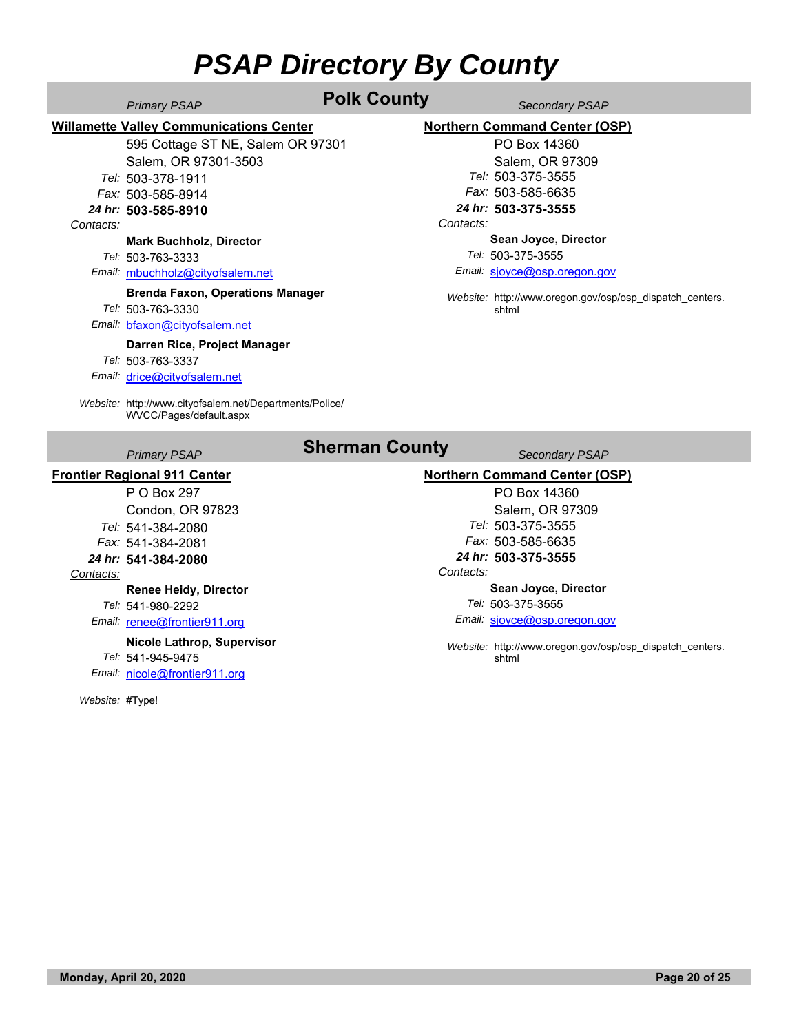# PSAP Directory By County

## Polk County

### Primary PSAP

**Willamette Valley Communications Center**

595 Cottage ST NE, Salem OR 97301
Salem, OR 97301-3503

*Tel:* 503-378-1911
*Fax:* 503-585-8914
***24 hr:*** **503-585-8910**

*Contacts:*

**Mark Buchholz, Director**
*Tel:* 503-763-3333
*Email:* mbuchholz@cityofsalem.net

**Brenda Faxon, Operations Manager**
*Tel:* 503-763-3330
*Email:* bfaxon@cityofsalem.net

**Darren Rice, Project Manager**
*Tel:* 503-763-3337
*Email:* drice@cityofsalem.net

*Website:* http://www.cityofsalem.net/Departments/Police/WVCC/Pages/default.aspx

### Secondary PSAP

**Northern Command Center (OSP)**

PO Box 14360
Salem, OR 97309

*Tel:* 503-375-3555
*Fax:* 503-585-6635
***24 hr:*** **503-375-3555**

*Contacts:*

**Sean Joyce, Director**
*Tel:* 503-375-3555
*Email:* sjoyce@osp.oregon.gov

*Website:* http://www.oregon.gov/osp/osp_dispatch_centers.shtml

## Sherman County

### Primary PSAP

**Frontier Regional 911 Center**

P O Box 297
Condon, OR 97823

*Tel:* 541-384-2080
*Fax:* 541-384-2081
***24 hr:*** **541-384-2080**

*Contacts:*

**Renee Heidy, Director**
*Tel:* 541-980-2292
*Email:* renee@frontier911.org

**Nicole Lathrop, Supervisor**
*Tel:* 541-945-9475
*Email:* nicole@frontier911.org

*Website:* #Type!

### Secondary PSAP

**Northern Command Center (OSP)**

PO Box 14360
Salem, OR 97309

*Tel:* 503-375-3555
*Fax:* 503-585-6635
***24 hr:*** **503-375-3555**

*Contacts:*

**Sean Joyce, Director**
*Tel:* 503-375-3555
*Email:* sjoyce@osp.oregon.gov

*Website:* http://www.oregon.gov/osp/osp_dispatch_centers.shtml

Monday, April 20, 2020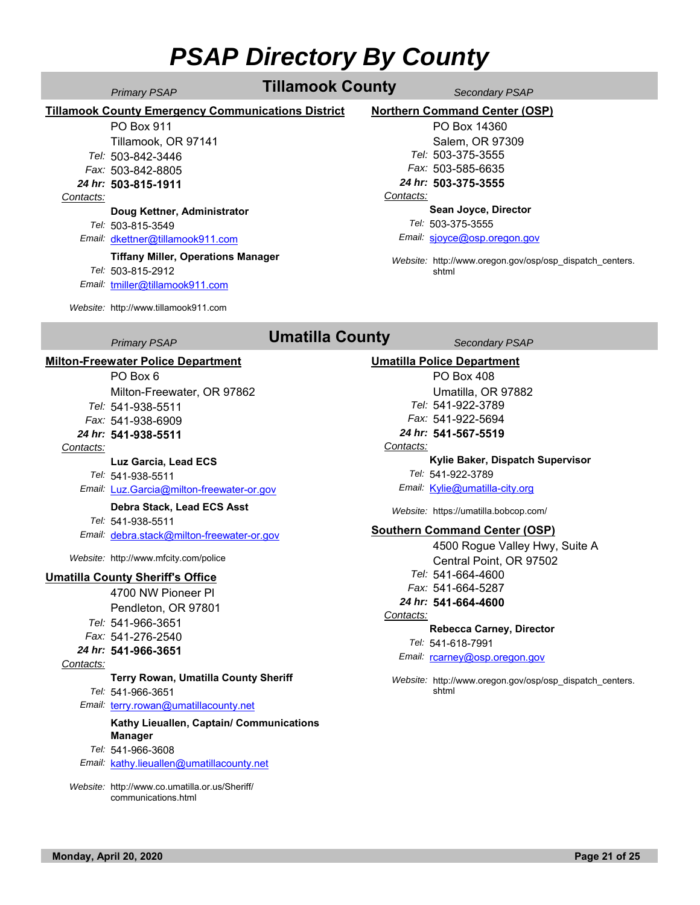# PSAP Directory By County

## Tillamook County

### Primary PSAP

**Tillamook County Emergency Communications District**

PO Box 911
Tillamook, OR 97141

*Tel:* 503-842-3446
*Fax:* 503-842-8805
***24 hr:*** **503-815-1911**

*Contacts:*

**Doug Kettner, Administrator**
*Tel:* 503-815-3549
*Email:* dkettner@tillamook911.com

**Tiffany Miller, Operations Manager**
*Tel:* 503-815-2912
*Email:* tmiller@tillamook911.com

*Website:* http://www.tillamook911.com

### Secondary PSAP

**Northern Command Center (OSP)**

PO Box 14360
Salem, OR 97309

*Tel:* 503-375-3555
*Fax:* 503-585-6635
***24 hr:*** **503-375-3555**

*Contacts:*

**Sean Joyce, Director**
*Tel:* 503-375-3555
*Email:* sjoyce@osp.oregon.gov

*Website:* http://www.oregon.gov/osp/osp_dispatch_centers.shtml

## Umatilla County

### Primary PSAP

**Milton-Freewater Police Department**

PO Box 6
Milton-Freewater, OR 97862

*Tel:* 541-938-5511
*Fax:* 541-938-6909
***24 hr:*** **541-938-5511**

*Contacts:*

**Luz Garcia, Lead ECS**
*Tel:* 541-938-5511
*Email:* Luz.Garcia@milton-freewater-or.gov

**Debra Stack, Lead ECS Asst**
*Tel:* 541-938-5511
*Email:* debra.stack@milton-freewater-or.gov

*Website:* http://www.mfcity.com/police

**Umatilla County Sheriff's Office**

4700 NW Pioneer Pl
Pendleton, OR 97801

*Tel:* 541-966-3651
*Fax:* 541-276-2540
***24 hr:*** **541-966-3651**

*Contacts:*

**Terry Rowan, Umatilla County Sheriff**
*Tel:* 541-966-3651
*Email:* terry.rowan@umatillacounty.net

**Kathy Lieuallen, Captain/ Communications Manager**
*Tel:* 541-966-3608
*Email:* kathy.lieuallen@umatillacounty.net

*Website:* http://www.co.umatilla.or.us/Sheriff/communications.html

### Secondary PSAP

**Umatilla Police Department**

PO Box 408
Umatilla, OR 97882

*Tel:* 541-922-3789
*Fax:* 541-922-5694
***24 hr:*** **541-567-5519**

*Contacts:*

**Kylie Baker, Dispatch Supervisor**
*Tel:* 541-922-3789
*Email:* Kylie@umatilla-city.org

*Website:* https://umatilla.bobcop.com/

**Southern Command Center (OSP)**

4500 Rogue Valley Hwy, Suite A
Central Point, OR 97502

*Tel:* 541-664-4600
*Fax:* 541-664-5287
***24 hr:*** **541-664-4600**

*Contacts:*

**Rebecca Carney, Director**
*Tel:* 541-618-7991
*Email:* rcarney@osp.oregon.gov

*Website:* http://www.oregon.gov/osp/osp_dispatch_centers.shtml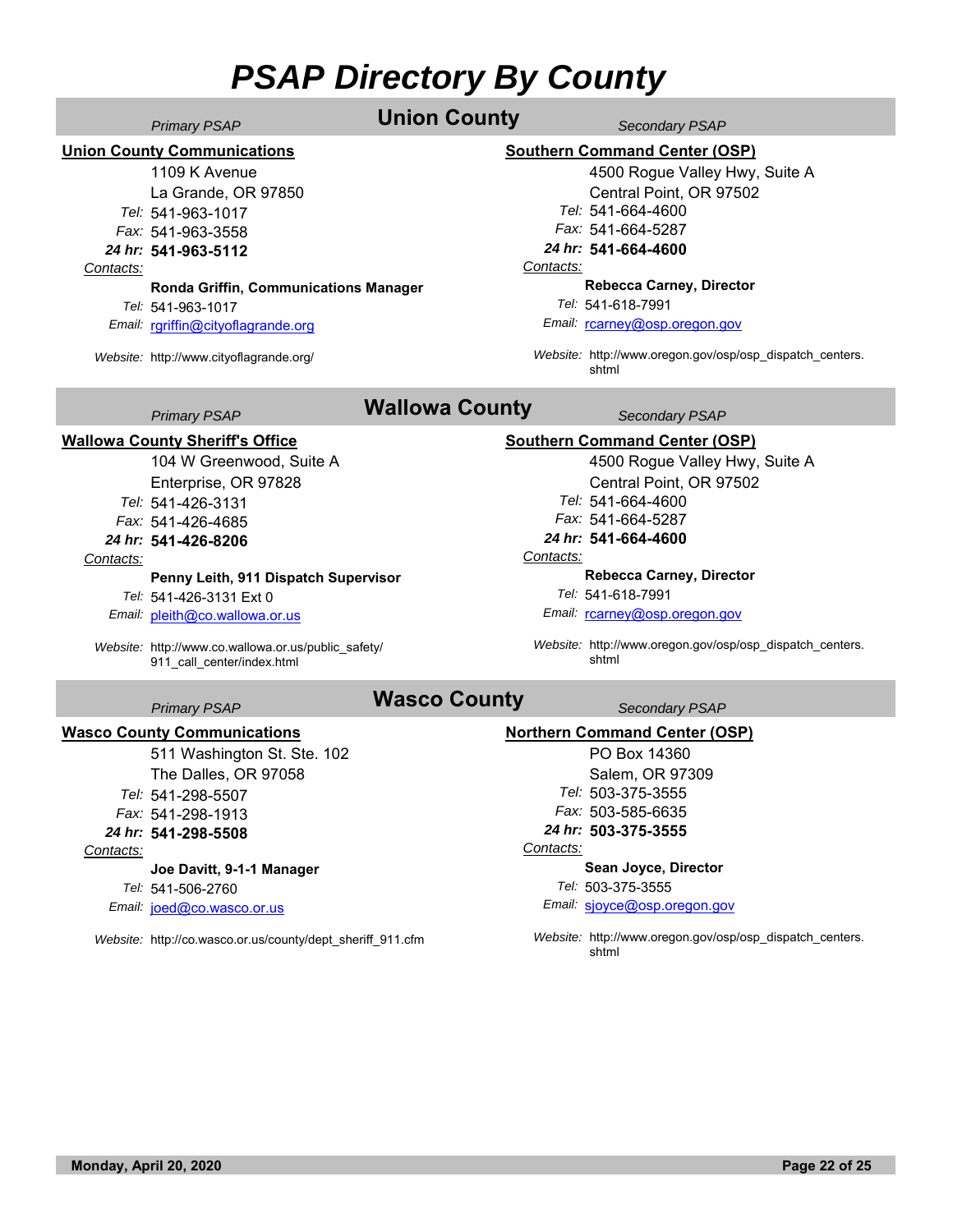# PSAP Directory By County

## Union County

### Primary PSAP

**Union County Communications**

1109 K Avenue
La Grande, OR 97850

*Tel:* 541-963-1017
*Fax:* 541-963-3558
***24 hr:*** **541-963-5112**

*Contacts:*

**Ronda Griffin, Communications Manager**
*Tel:* 541-963-1017
*Email:* rgriffin@cityoflagrande.org

*Website:* http://www.cityoflagrande.org/

### Secondary PSAP

**Southern Command Center (OSP)**

4500 Rogue Valley Hwy, Suite A
Central Point, OR 97502

*Tel:* 541-664-4600
*Fax:* 541-664-5287
***24 hr:*** **541-664-4600**

*Contacts:*

**Rebecca Carney, Director**
*Tel:* 541-618-7991
*Email:* rcarney@osp.oregon.gov

*Website:* http://www.oregon.gov/osp/osp_dispatch_centers.shtml

## Wallowa County

### Primary PSAP

**Wallowa County Sheriff's Office**

104 W Greenwood, Suite A
Enterprise, OR 97828

*Tel:* 541-426-3131
*Fax:* 541-426-4685
***24 hr:*** **541-426-8206**

*Contacts:*

**Penny Leith, 911 Dispatch Supervisor**
*Tel:* 541-426-3131 Ext 0
*Email:* pleith@co.wallowa.or.us

*Website:* http://www.co.wallowa.or.us/public_safety/911_call_center/index.html

### Secondary PSAP

**Southern Command Center (OSP)**

4500 Rogue Valley Hwy, Suite A
Central Point, OR 97502

*Tel:* 541-664-4600
*Fax:* 541-664-5287
***24 hr:*** **541-664-4600**

*Contacts:*

**Rebecca Carney, Director**
*Tel:* 541-618-7991
*Email:* rcarney@osp.oregon.gov

*Website:* http://www.oregon.gov/osp/osp_dispatch_centers.shtml

## Wasco County

### Primary PSAP

**Wasco County Communications**

511 Washington St. Ste. 102
The Dalles, OR 97058

*Tel:* 541-298-5507
*Fax:* 541-298-1913
***24 hr:*** **541-298-5508**

*Contacts:*

**Joe Davitt, 9-1-1 Manager**
*Tel:* 541-506-2760
*Email:* joed@co.wasco.or.us

*Website:* http://co.wasco.or.us/county/dept_sheriff_911.cfm

### Secondary PSAP

**Northern Command Center (OSP)**

PO Box 14360
Salem, OR 97309

*Tel:* 503-375-3555
*Fax:* 503-585-6635
***24 hr:*** **503-375-3555**

*Contacts:*

**Sean Joyce, Director**
*Tel:* 503-375-3555
*Email:* sjoyce@osp.oregon.gov

*Website:* http://www.oregon.gov/osp/osp_dispatch_centers.shtml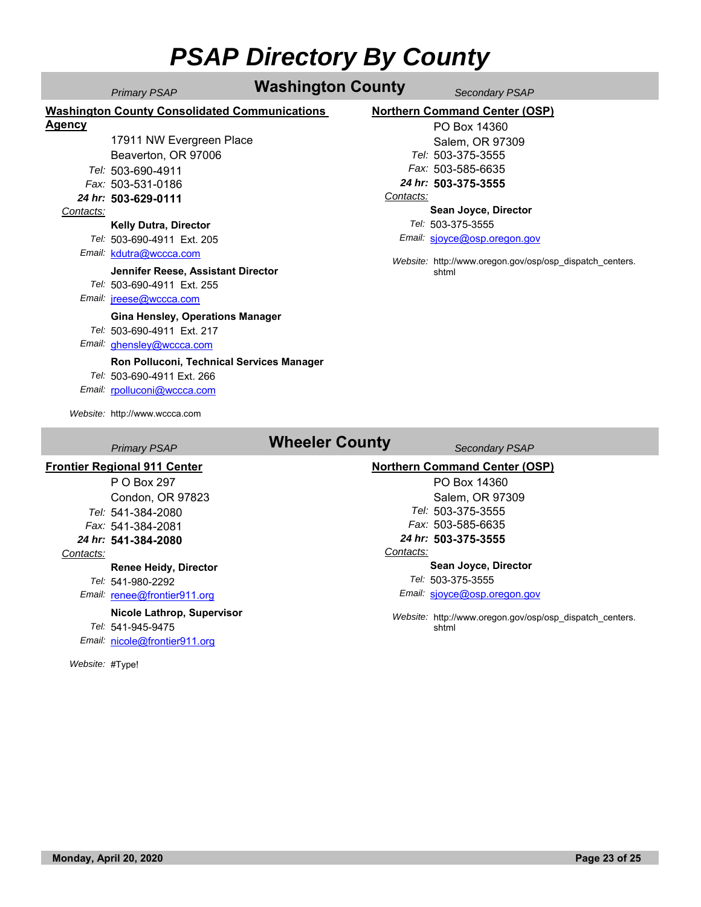# PSAP Directory By County

## Washington County

*Primary PSAP*

**Washington County Consolidated Communications Agency**

17911 NW Evergreen Place
Beaverton, OR 97006

*Tel:* 503-690-4911
*Fax:* 503-531-0186
***24 hr:*** **503-629-0111**

*Contacts:*

**Kelly Dutra, Director**
*Tel:* 503-690-4911 Ext. 205
*Email:* kdutra@wccca.com

**Jennifer Reese, Assistant Director**
*Tel:* 503-690-4911 Ext. 255
*Email:* jreese@wccca.com

**Gina Hensley, Operations Manager**
*Tel:* 503-690-4911 Ext. 217
*Email:* ghensley@wccca.com

**Ron Polluconi, Technical Services Manager**
*Tel:* 503-690-4911 Ext. 266
*Email:* rpolluconi@wccca.com

*Website:* http://www.wccca.com

*Secondary PSAP*

**Northern Command Center (OSP)**

PO Box 14360
Salem, OR 97309

*Tel:* 503-375-3555
*Fax:* 503-585-6635
***24 hr:*** **503-375-3555**

*Contacts:*

**Sean Joyce, Director**
*Tel:* 503-375-3555
*Email:* sjoyce@osp.oregon.gov

*Website:* http://www.oregon.gov/osp/osp_dispatch_centers.shtml

## Wheeler County

*Primary PSAP*

**Frontier Regional 911 Center**

P O Box 297
Condon, OR 97823

*Tel:* 541-384-2080
*Fax:* 541-384-2081
***24 hr:*** **541-384-2080**

*Contacts:*

**Renee Heidy, Director**
*Tel:* 541-980-2292
*Email:* renee@frontier911.org

**Nicole Lathrop, Supervisor**
*Tel:* 541-945-9475
*Email:* nicole@frontier911.org

*Website:* #Type!

*Secondary PSAP*

**Northern Command Center (OSP)**

PO Box 14360
Salem, OR 97309

*Tel:* 503-375-3555
*Fax:* 503-585-6635
***24 hr:*** **503-375-3555**

*Contacts:*

**Sean Joyce, Director**
*Tel:* 503-375-3555
*Email:* sjoyce@osp.oregon.gov

*Website:* http://www.oregon.gov/osp/osp_dispatch_centers.shtml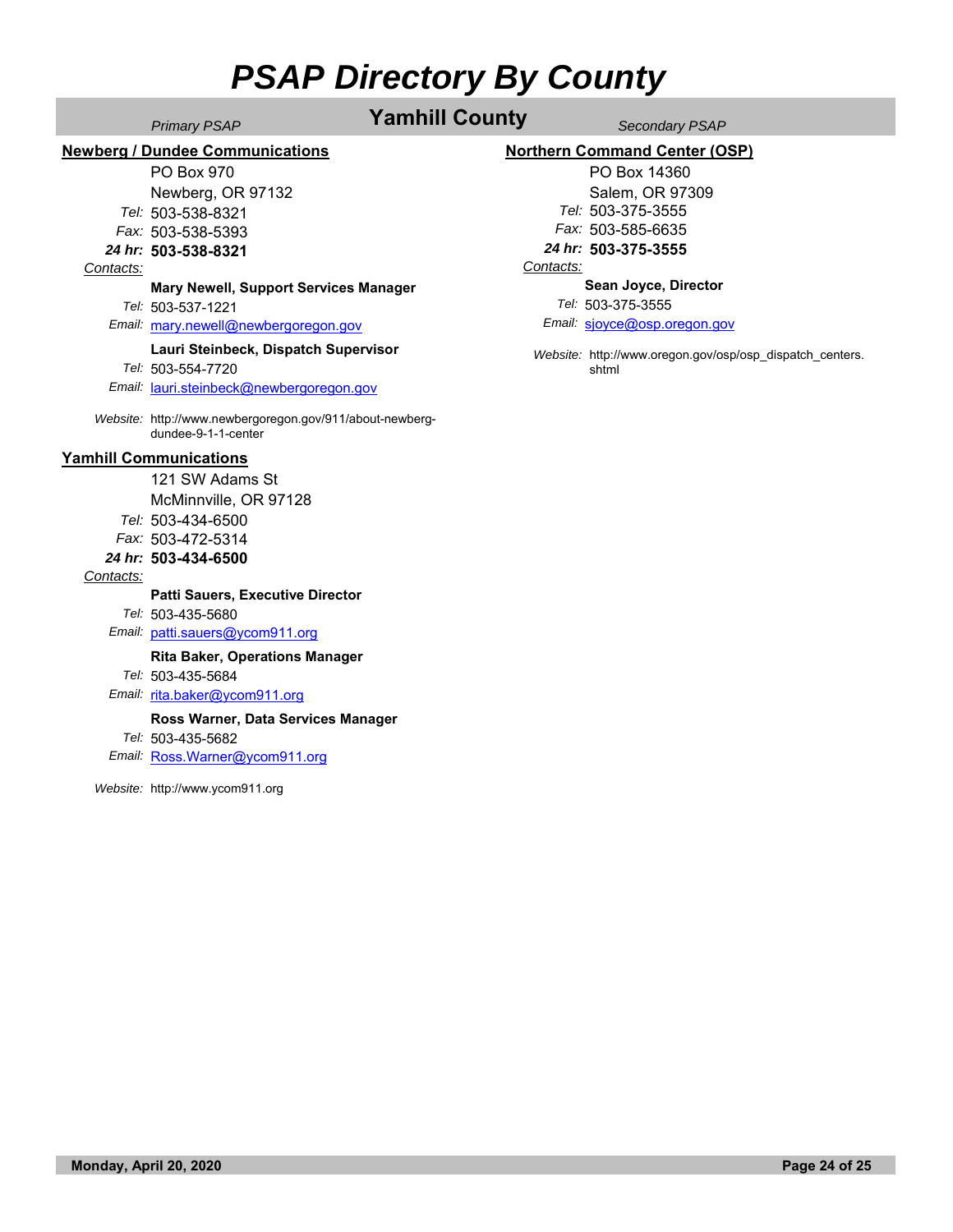# PSAP Directory By County

## Yamhill County

*Primary PSAP*

### Newberg / Dundee Communications

PO Box 970
Newberg, OR 97132

*Tel:* 503-538-8321
*Fax:* 503-538-5393
***24 hr:*** **503-538-8321**

*Contacts:*

**Mary Newell, Support Services Manager**
*Tel:* 503-537-1221
*Email:* mary.newell@newbergoregon.gov

**Lauri Steinbeck, Dispatch Supervisor**
*Tel:* 503-554-7720
*Email:* lauri.steinbeck@newbergoregon.gov

*Website:* http://www.newbergoregon.gov/911/about-newberg-dundee-9-1-1-center

### Yamhill Communications

121 SW Adams St
McMinnville, OR 97128

*Tel:* 503-434-6500
*Fax:* 503-472-5314
***24 hr:*** **503-434-6500**

*Contacts:*

**Patti Sauers, Executive Director**
*Tel:* 503-435-5680
*Email:* patti.sauers@ycom911.org

**Rita Baker, Operations Manager**
*Tel:* 503-435-5684
*Email:* rita.baker@ycom911.org

**Ross Warner, Data Services Manager**
*Tel:* 503-435-5682
*Email:* Ross.Warner@ycom911.org

*Website:* http://www.ycom911.org

*Secondary PSAP*

### Northern Command Center (OSP)

PO Box 14360
Salem, OR 97309

*Tel:* 503-375-3555
*Fax:* 503-585-6635
***24 hr:*** **503-375-3555**

*Contacts:*

**Sean Joyce, Director**
*Tel:* 503-375-3555
*Email:* sjoyce@osp.oregon.gov

*Website:* http://www.oregon.gov/osp/osp_dispatch_centers.shtml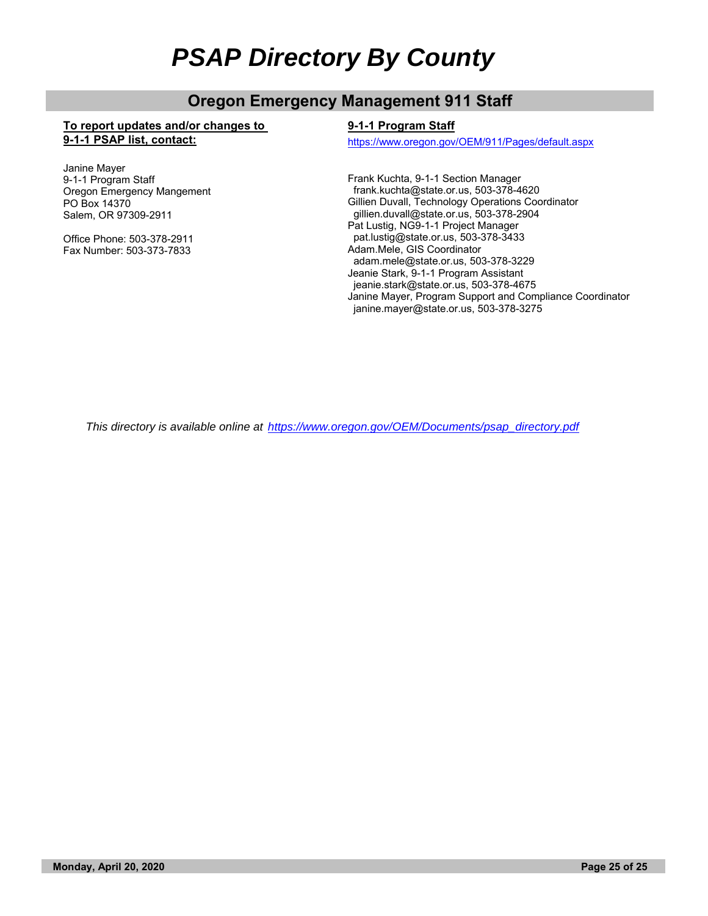# PSAP Directory By County

## Oregon Emergency Management 911 Staff

**To report updates and/or changes to 9-1-1 PSAP list, contact:**

Janine Mayer
9-1-1 Program Staff
Oregon Emergency Mangement
PO Box 14370
Salem, OR 97309-2911

Office Phone: 503-378-2911
Fax Number: 503-373-7833

**9-1-1 Program Staff**

https://www.oregon.gov/OEM/911/Pages/default.aspx

Frank Kuchta, 9-1-1 Section Manager
frank.kuchta@state.or.us, 503-378-4620
Gillien Duvall, Technology Operations Coordinator
gillien.duvall@state.or.us, 503-378-2904
Pat Lustig, NG9-1-1 Project Manager
pat.lustig@state.or.us, 503-378-3433
Adam.Mele, GIS Coordinator
adam.mele@state.or.us, 503-378-3229
Jeanie Stark, 9-1-1 Program Assistant
jeanie.stark@state.or.us, 503-378-4675
Janine Mayer, Program Support and Compliance Coordinator
janine.mayer@state.or.us, 503-378-3275

*This directory is available online at https://www.oregon.gov/OEM/Documents/psap_directory.pdf*